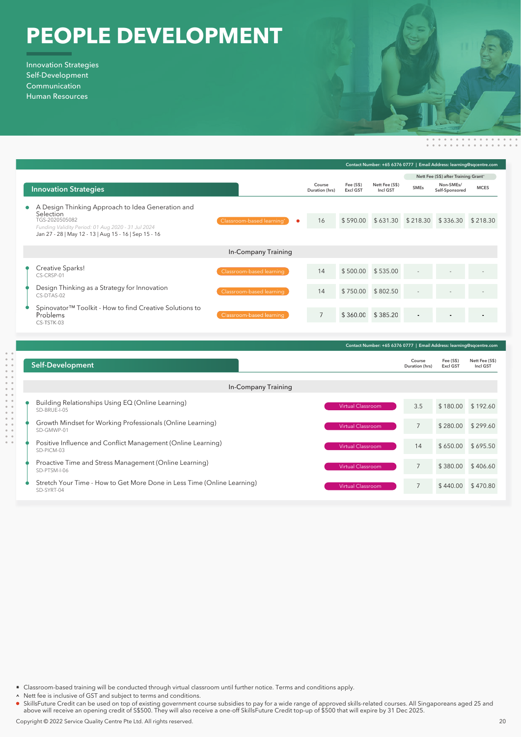# PEOPLE DEVELOPMENT

Innovation Strategies
Self-Development
Communication
Human Resources

Contact Number: +65 6376 0777 | Email Address: learning@sqcentre.com

## Innovation Strategies

| Course | Mode | | Course Duration (hrs) | Fee (S$) Excl GST | Nett Fee (S$) Incl GST | Nett Fee (S$) after Training Grant^ SMEs | Non-SMEs/ Self-Sponsored | MCES |
|---|---|---|---|---|---|---|---|---|
| A Design Thinking Approach to Idea Generation and Selection<br>TGS-2020505082<br>*Funding Validity Period: 01 Aug 2020 - 31 Jul 2024*<br>Jan 27 - 28 \| May 12 - 13 \| Aug 15 - 16 \| Sep 15 - 16 | Classroom-based learning* | ● | 16 | $ 590.00 | $ 631.30 | $ 218.30 | $ 336.30 | $ 218.30 |
| **In-Company Training** | | | | | | | | |
| Creative Sparks!<br>CS-CRSP-01 | Classroom-based learning | | 14 | $ 500.00 | $ 535.00 | - | - | - |
| Design Thinking as a Strategy for Innovation<br>CS-DTAS-02 | Classroom-based learning | | 14 | $ 750.00 | $ 802.50 | - | - | - |
| Spinovator™ Toolkit - How to find Creative Solutions to Problems<br>CS-TSTK-03 | Classroom-based learning | | 7 | $ 360.00 | $ 385.20 | - | - | - |

Contact Number: +65 6376 0777 | Email Address: learning@sqcentre.com

## Self-Development

| Course | Mode | Course Duration (hrs) | Fee (S$) Excl GST | Nett Fee (S$) Incl GST |
|---|---|---|---|---|
| **In-Company Training** | | | | |
| Building Relationships Using EQ (Online Learning)<br>SD-BRUE-I-05 | Virtual Classroom | 3.5 | $ 180.00 | $ 192.60 |
| Growth Mindset for Working Professionals (Online Learning)<br>SD-GMWP-01 | Virtual Classroom | 7 | $ 280.00 | $ 299.60 |
| Positive Influence and Conflict Management (Online Learning)<br>SD-PICM-03 | Virtual Classroom | 14 | $ 650.00 | $ 695.50 |
| Proactive Time and Stress Management (Online Learning)<br>SD-PTSM-I-06 | Virtual Classroom | 7 | $ 380.00 | $ 406.60 |
| Stretch Your Time - How to Get More Done in Less Time (Online Learning)<br>SD-SYRT-04 | Virtual Classroom | 7 | $ 440.00 | $ 470.80 |

\* Classroom-based training will be conducted through virtual classroom until further notice. Terms and conditions apply.

^ Nett fee is inclusive of GST and subject to terms and conditions.

● SkillsFuture Credit can be used on top of existing government course subsidies to pay for a wide range of approved skills-related courses. All Singaporeans aged 25 and above will receive an opening credit of S$500. They will also receive a one-off SkillsFuture Credit top-up of $500 that will expire by 31 Dec 2025.

Copyright © 2022 Service Quality Centre Pte Ltd. All rights reserved.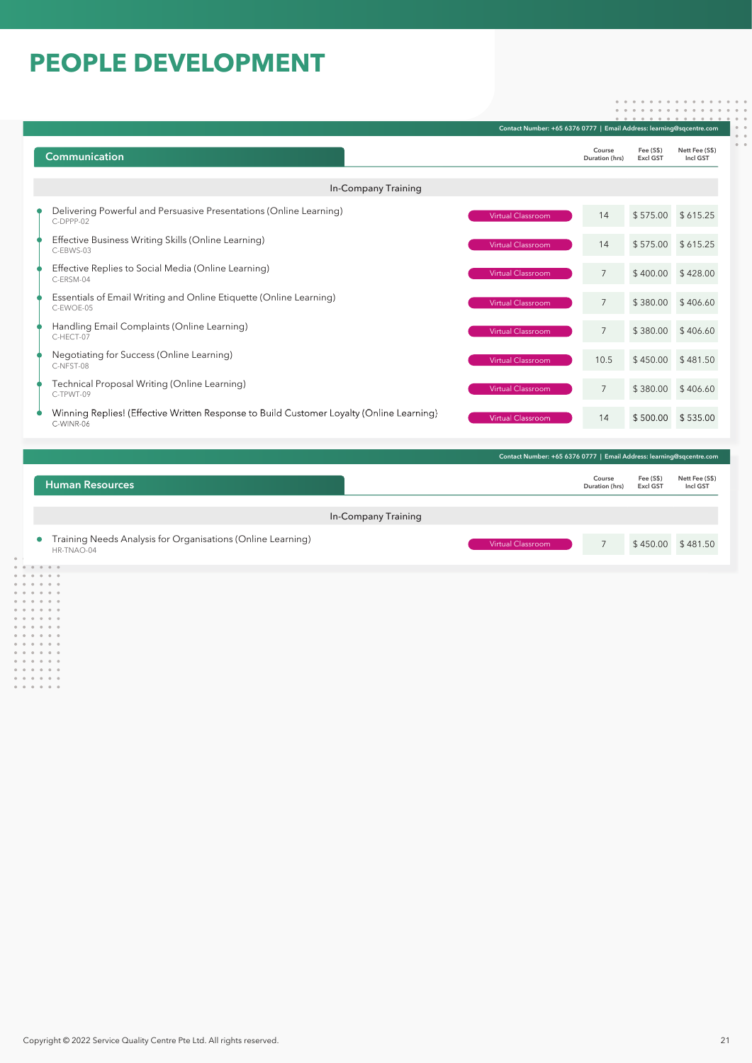# PEOPLE DEVELOPMENT

Contact Number: +65 6376 0777 | Email Address: learning@sqcentre.com

## Communication

| Course | Mode | Course Duration (hrs) | Fee (S$) Excl GST | Nett Fee (S$) Incl GST |
|---|---|---|---|---|
| **In-Company Training** | | | | |
| Delivering Powerful and Persuasive Presentations (Online Learning) C-DPPP-02 | Virtual Classroom | 14 | $ 575.00 | $ 615.25 |
| Effective Business Writing Skills (Online Learning) C-EBWS-03 | Virtual Classroom | 14 | $ 575.00 | $ 615.25 |
| Effective Replies to Social Media (Online Learning) C-ERSM-04 | Virtual Classroom | 7 | $ 400.00 | $ 428.00 |
| Essentials of Email Writing and Online Etiquette (Online Learning) C-EWOE-05 | Virtual Classroom | 7 | $ 380.00 | $ 406.60 |
| Handling Email Complaints (Online Learning) C-HECT-07 | Virtual Classroom | 7 | $ 380.00 | $ 406.60 |
| Negotiating for Success (Online Learning) C-NFST-08 | Virtual Classroom | 10.5 | $ 450.00 | $ 481.50 |
| Technical Proposal Writing (Online Learning) C-TPWT-09 | Virtual Classroom | 7 | $ 380.00 | $ 406.60 |
| Winning Replies! (Effective Written Response to Build Customer Loyalty (Online Learning) C-WINR-06 | Virtual Classroom | 14 | $ 500.00 | $ 535.00 |

Contact Number: +65 6376 0777 | Email Address: learning@sqcentre.com

## Human Resources

| Course | Mode | Course Duration (hrs) | Fee (S$) Excl GST | Nett Fee (S$) Incl GST |
|---|---|---|---|---|
| **In-Company Training** | | | | |
| Training Needs Analysis for Organisations (Online Learning) HR-TNAO-04 | Virtual Classroom | 7 | $ 450.00 | $ 481.50 |

Copyright © 2022 Service Quality Centre Pte Ltd. All rights reserved.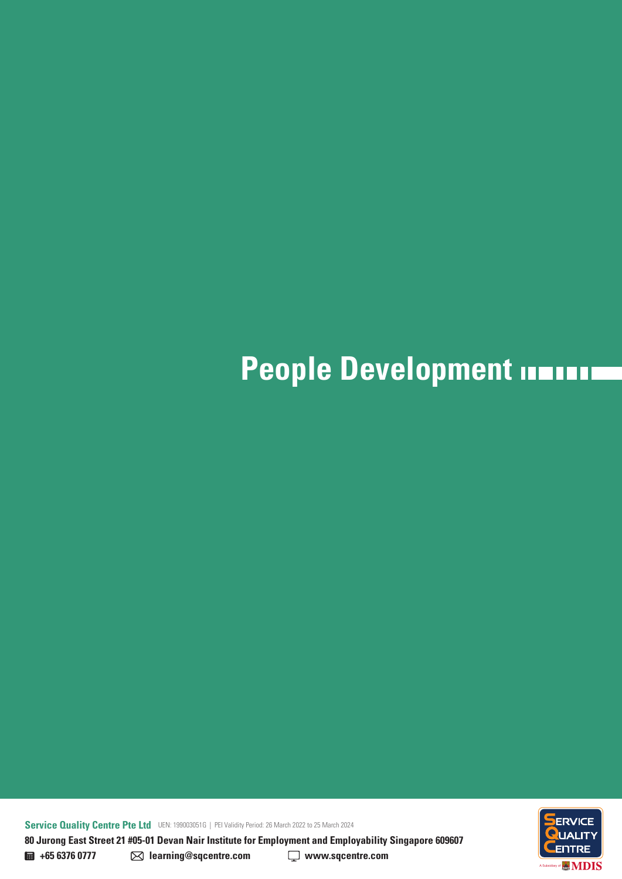# People Development

**Service Quality Centre Pte Ltd** UEN: 199003051G | PEI Validity Period: 26 March 2022 to 25 March 2024

**80 Jurong East Street 21 #05-01 Devan Nair Institute for Employment and Employability Singapore 609607**

**+65 6376 0777** **learning@sqcentre.com** **www.sqcentre.com**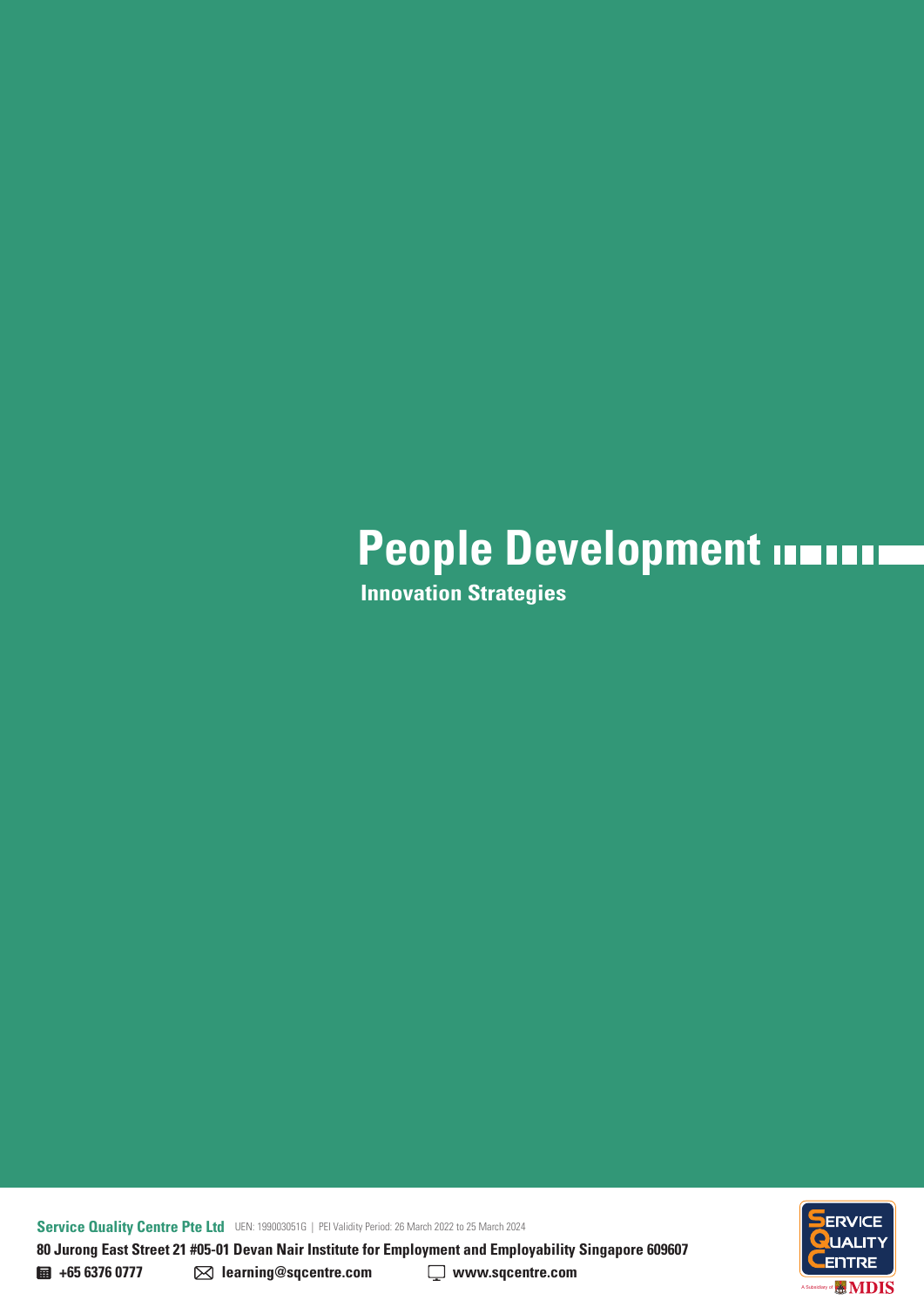# People Development

## Innovation Strategies

**Service Quality Centre Pte Ltd** UEN: 199003051G | PEI Validity Period: 26 March 2022 to 25 March 2024

**80 Jurong East Street 21 #05-01 Devan Nair Institute for Employment and Employability Singapore 609607**

**+65 6376 0777** **learning@sqcentre.com** **www.sqcentre.com**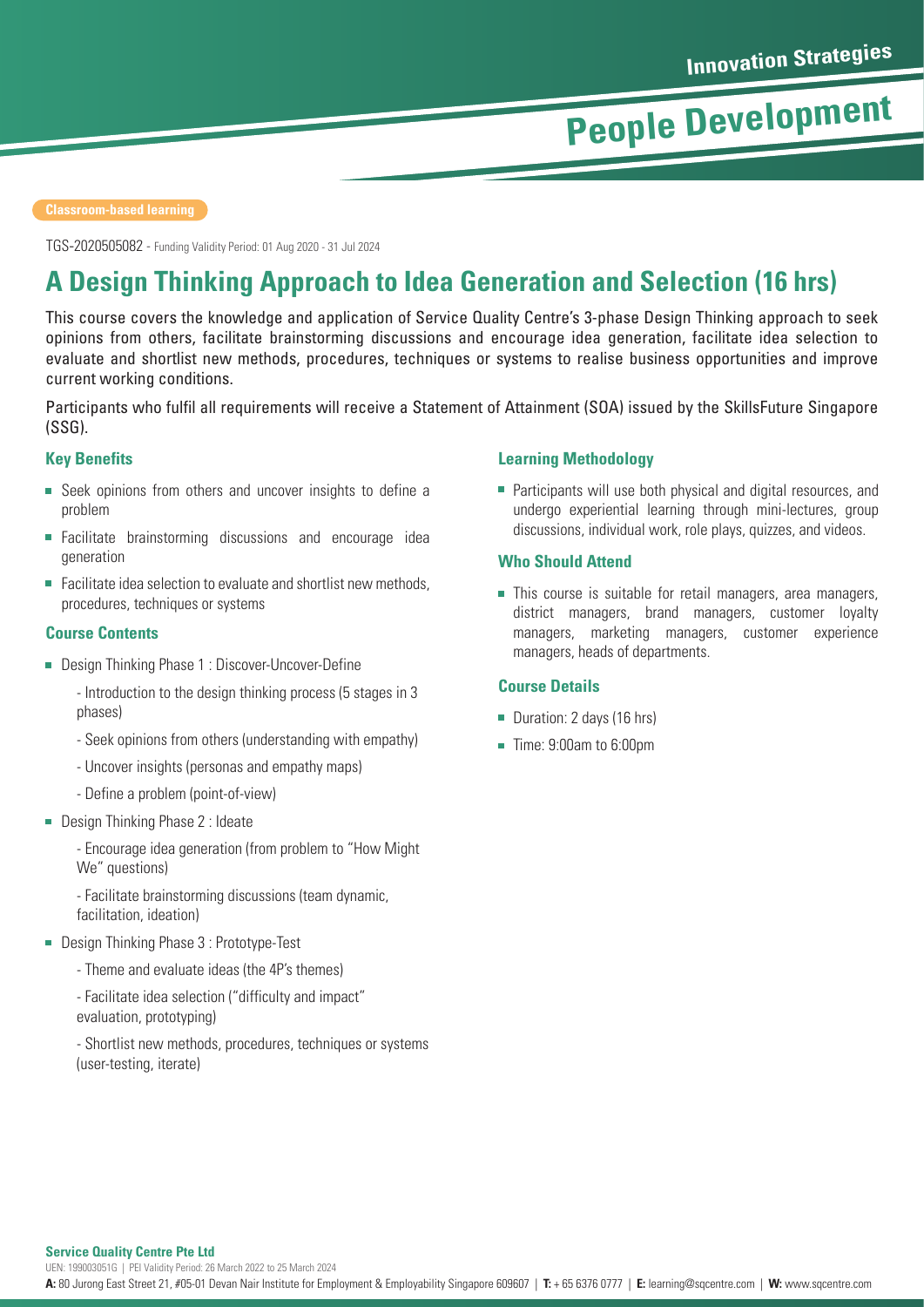Innovation Strategies

People Development

Classroom-based learning

TGS-2020505082 - Funding Validity Period: 01 Aug 2020 - 31 Jul 2024

# A Design Thinking Approach to Idea Generation and Selection (16 hrs)

This course covers the knowledge and application of Service Quality Centre's 3-phase Design Thinking approach to seek opinions from others, facilitate brainstorming discussions and encourage idea generation, facilitate idea selection to evaluate and shortlist new methods, procedures, techniques or systems to realise business opportunities and improve current working conditions.

Participants who fulfil all requirements will receive a Statement of Attainment (SOA) issued by the SkillsFuture Singapore (SSG).

### Key Benefits

- Seek opinions from others and uncover insights to define a problem
- Facilitate brainstorming discussions and encourage idea generation
- Facilitate idea selection to evaluate and shortlist new methods, procedures, techniques or systems

### Course Contents

- Design Thinking Phase 1 : Discover-Uncover-Define
  - Introduction to the design thinking process (5 stages in 3 phases)
  - Seek opinions from others (understanding with empathy)
  - Uncover insights (personas and empathy maps)
  - Define a problem (point-of-view)
- Design Thinking Phase 2 : Ideate
  - Encourage idea generation (from problem to "How Might We" questions)
  - Facilitate brainstorming discussions (team dynamic, facilitation, ideation)
- Design Thinking Phase 3 : Prototype-Test
  - Theme and evaluate ideas (the 4P's themes)
  - Facilitate idea selection ("difficulty and impact" evaluation, prototyping)
  - Shortlist new methods, procedures, techniques or systems (user-testing, iterate)

### Learning Methodology

- Participants will use both physical and digital resources, and undergo experiential learning through mini-lectures, group discussions, individual work, role plays, quizzes, and videos.

### Who Should Attend

- This course is suitable for retail managers, area managers, district managers, brand managers, customer loyalty managers, marketing managers, customer experience managers, heads of departments.

### Course Details

- Duration: 2 days (16 hrs)
- Time: 9:00am to 6:00pm

**Service Quality Centre Pte Ltd**

UEN: 199003051G | PEI Validity Period: 26 March 2022 to 25 March 2024

**A:** 80 Jurong East Street 21, #05-01 Devan Nair Institute for Employment & Employability Singapore 609607 | **T:** + 65 6376 0777 | **E:** learning@sqcentre.com | **W:** www.sqcentre.com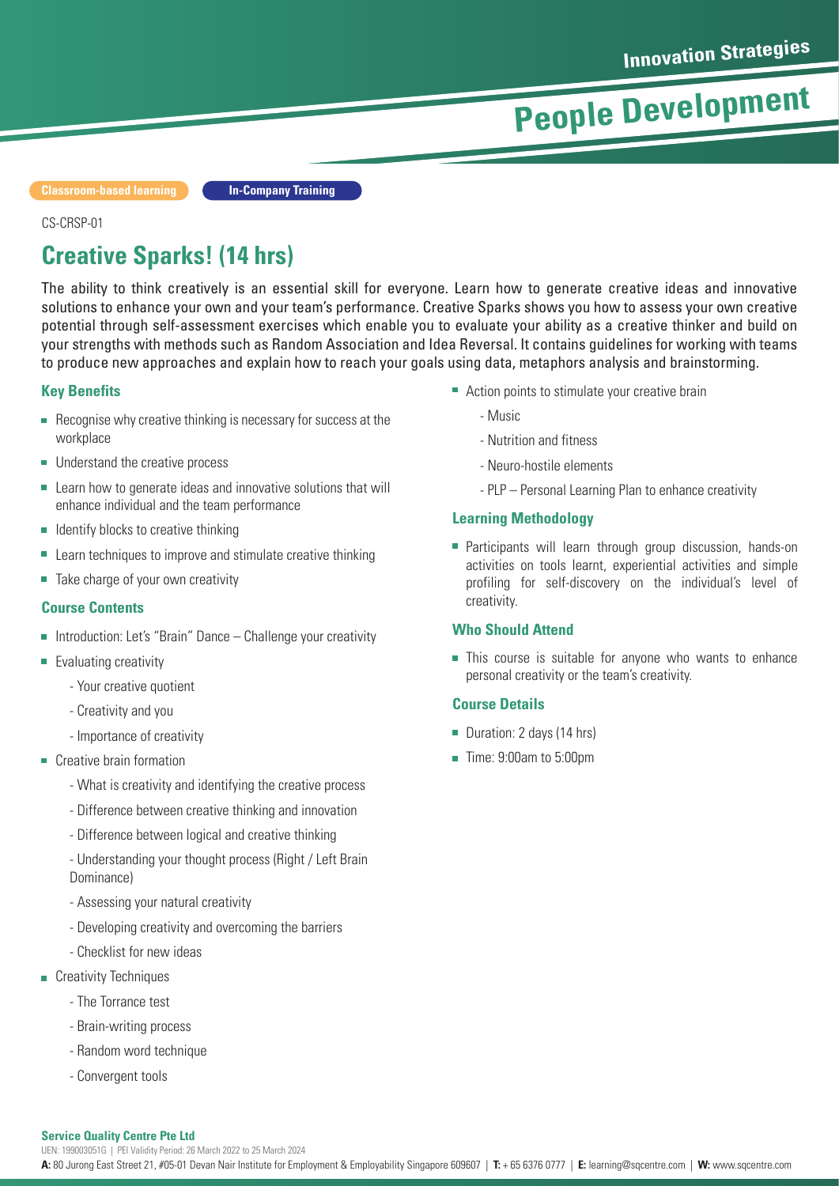Innovation Strategies

# People Development

Classroom-based learning | In-Company Training

CS-CRSP-01

## Creative Sparks! (14 hrs)

The ability to think creatively is an essential skill for everyone. Learn how to generate creative ideas and innovative solutions to enhance your own and your team's performance. Creative Sparks shows you how to assess your own creative potential through self-assessment exercises which enable you to evaluate your ability as a creative thinker and build on your strengths with methods such as Random Association and Idea Reversal. It contains guidelines for working with teams to produce new approaches and explain how to reach your goals using data, metaphors analysis and brainstorming.

### Key Benefits

- Recognise why creative thinking is necessary for success at the workplace
- Understand the creative process
- Learn how to generate ideas and innovative solutions that will enhance individual and the team performance
- Identify blocks to creative thinking
- Learn techniques to improve and stimulate creative thinking
- Take charge of your own creativity

### Course Contents

- Introduction: Let's "Brain" Dance – Challenge your creativity
- Evaluating creativity
  - Your creative quotient
  - Creativity and you
  - Importance of creativity
- Creative brain formation
  - What is creativity and identifying the creative process
  - Difference between creative thinking and innovation
  - Difference between logical and creative thinking
  - Understanding your thought process (Right / Left Brain Dominance)
  - Assessing your natural creativity
  - Developing creativity and overcoming the barriers
  - Checklist for new ideas
- Creativity Techniques
  - The Torrance test
  - Brain-writing process
  - Random word technique
  - Convergent tools
- Action points to stimulate your creative brain
  - Music
  - Nutrition and fitness
  - Neuro-hostile elements
  - PLP – Personal Learning Plan to enhance creativity

### Learning Methodology

- Participants will learn through group discussion, hands-on activities on tools learnt, experiential activities and simple profiling for self-discovery on the individual's level of creativity.

### Who Should Attend

- This course is suitable for anyone who wants to enhance personal creativity or the team's creativity.

### Course Details

- Duration: 2 days (14 hrs)
- Time: 9:00am to 5:00pm

**Service Quality Centre Pte Ltd**
UEN: 199003051G | PEI Validity Period: 26 March 2022 to 25 March 2024
**A:** 80 Jurong East Street 21, #05-01 Devan Nair Institute for Employment & Employability Singapore 609607 | **T:** + 65 6376 0777 | **E:** learning@sqcentre.com | **W:** www.sqcentre.com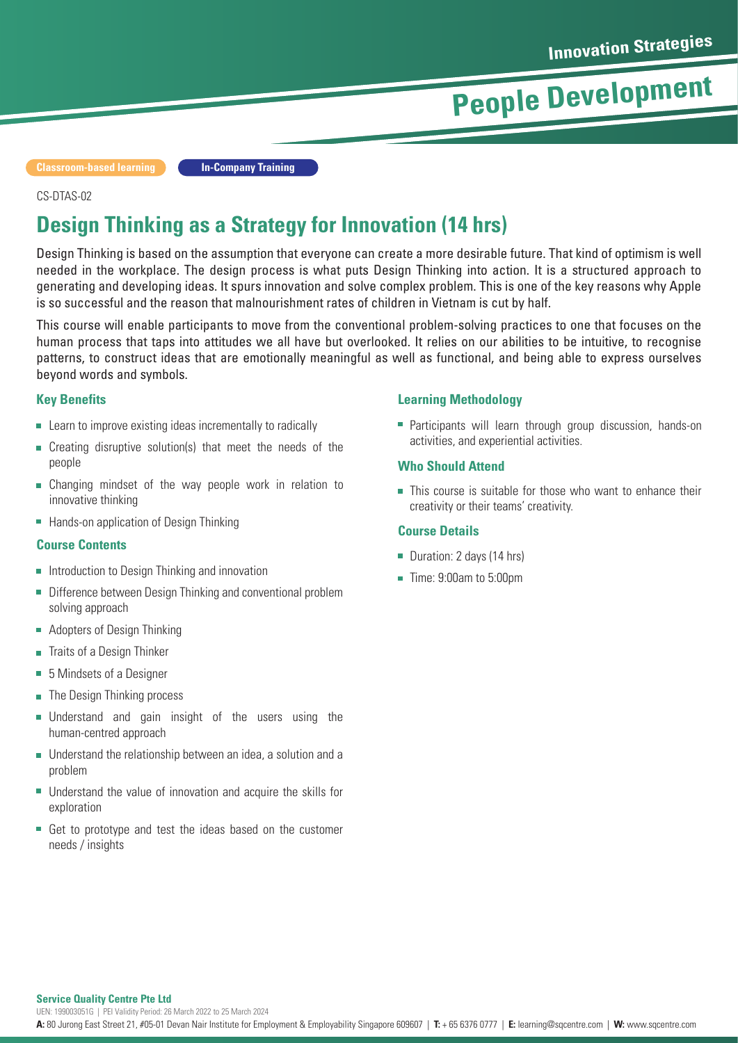Innovation Strategies

People Development

Classroom-based learning | In-Company Training

CS-DTAS-02

# Design Thinking as a Strategy for Innovation (14 hrs)

Design Thinking is based on the assumption that everyone can create a more desirable future. That kind of optimism is well needed in the workplace. The design process is what puts Design Thinking into action. It is a structured approach to generating and developing ideas. It spurs innovation and solve complex problem. This is one of the key reasons why Apple is so successful and the reason that malnourishment rates of children in Vietnam is cut by half.

This course will enable participants to move from the conventional problem-solving practices to one that focuses on the human process that taps into attitudes we all have but overlooked. It relies on our abilities to be intuitive, to recognise patterns, to construct ideas that are emotionally meaningful as well as functional, and being able to express ourselves beyond words and symbols.

### Key Benefits

- Learn to improve existing ideas incrementally to radically
- Creating disruptive solution(s) that meet the needs of the people
- Changing mindset of the way people work in relation to innovative thinking
- Hands-on application of Design Thinking

### Course Contents

- Introduction to Design Thinking and innovation
- Difference between Design Thinking and conventional problem solving approach
- Adopters of Design Thinking
- Traits of a Design Thinker
- 5 Mindsets of a Designer
- The Design Thinking process
- Understand and gain insight of the users using the human-centred approach
- Understand the relationship between an idea, a solution and a problem
- Understand the value of innovation and acquire the skills for exploration
- Get to prototype and test the ideas based on the customer needs / insights

### Learning Methodology

- Participants will learn through group discussion, hands-on activities, and experiential activities.

### Who Should Attend

- This course is suitable for those who want to enhance their creativity or their teams' creativity.

### Course Details

- Duration: 2 days (14 hrs)
- Time: 9:00am to 5:00pm

**Service Quality Centre Pte Ltd**
UEN: 199003051G | PEI Validity Period: 26 March 2022 to 25 March 2024
**A:** 80 Jurong East Street 21, #05-01 Devan Nair Institute for Employment & Employability Singapore 609607 | **T:** + 65 6376 0777 | **E:** learning@sqcentre.com | **W:** www.sqcentre.com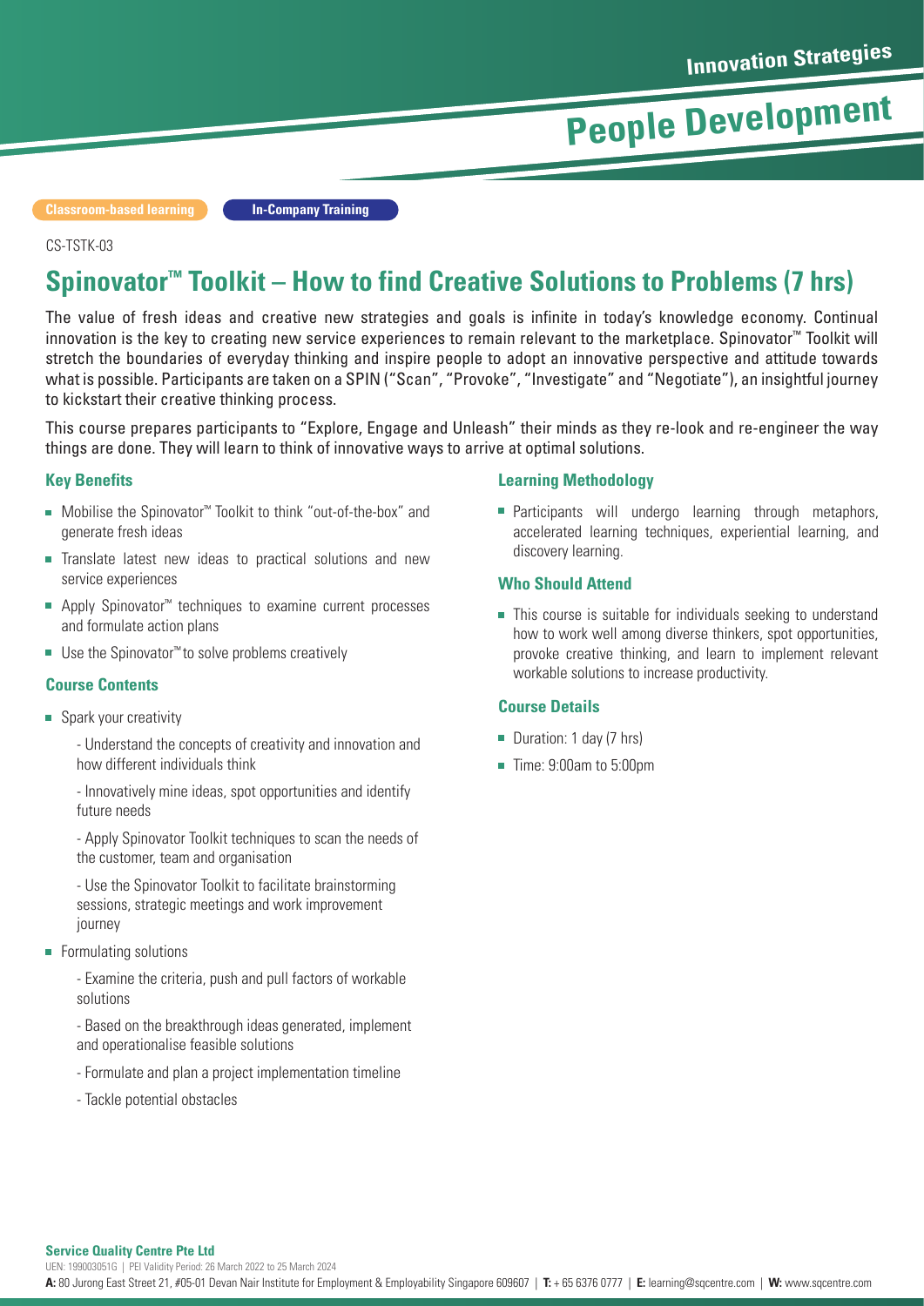Innovation Strategies

# People Development

Classroom-based learning | In-Company Training

CS-TSTK-03

## Spinovator™ Toolkit – How to find Creative Solutions to Problems (7 hrs)

The value of fresh ideas and creative new strategies and goals is infinite in today's knowledge economy. Continual innovation is the key to creating new service experiences to remain relevant to the marketplace. Spinovator™ Toolkit will stretch the boundaries of everyday thinking and inspire people to adopt an innovative perspective and attitude towards what is possible. Participants are taken on a SPIN ("Scan", "Provoke", "Investigate" and "Negotiate"), an insightful journey to kickstart their creative thinking process.

This course prepares participants to "Explore, Engage and Unleash" their minds as they re-look and re-engineer the way things are done. They will learn to think of innovative ways to arrive at optimal solutions.

### Key Benefits

- Mobilise the Spinovator™ Toolkit to think "out-of-the-box" and generate fresh ideas
- Translate latest new ideas to practical solutions and new service experiences
- Apply Spinovator™ techniques to examine current processes and formulate action plans
- Use the Spinovator™ to solve problems creatively

### Course Contents

- Spark your creativity
  - Understand the concepts of creativity and innovation and how different individuals think
  - Innovatively mine ideas, spot opportunities and identify future needs
  - Apply Spinovator Toolkit techniques to scan the needs of the customer, team and organisation
  - Use the Spinovator Toolkit to facilitate brainstorming sessions, strategic meetings and work improvement journey
- Formulating solutions
  - Examine the criteria, push and pull factors of workable solutions
  - Based on the breakthrough ideas generated, implement and operationalise feasible solutions
  - Formulate and plan a project implementation timeline
  - Tackle potential obstacles

### Learning Methodology

- Participants will undergo learning through metaphors, accelerated learning techniques, experiential learning, and discovery learning.

### Who Should Attend

- This course is suitable for individuals seeking to understand how to work well among diverse thinkers, spot opportunities, provoke creative thinking, and learn to implement relevant workable solutions to increase productivity.

### Course Details

- Duration: 1 day (7 hrs)
- Time: 9:00am to 5:00pm

**Service Quality Centre Pte Ltd**
UEN: 199003051G | PEI Validity Period: 26 March 2022 to 25 March 2024
**A:** 80 Jurong East Street 21, #05-01 Devan Nair Institute for Employment & Employability Singapore 609607 | **T:** + 65 6376 0777 | **E:** learning@sqcentre.com | **W:** www.sqcentre.com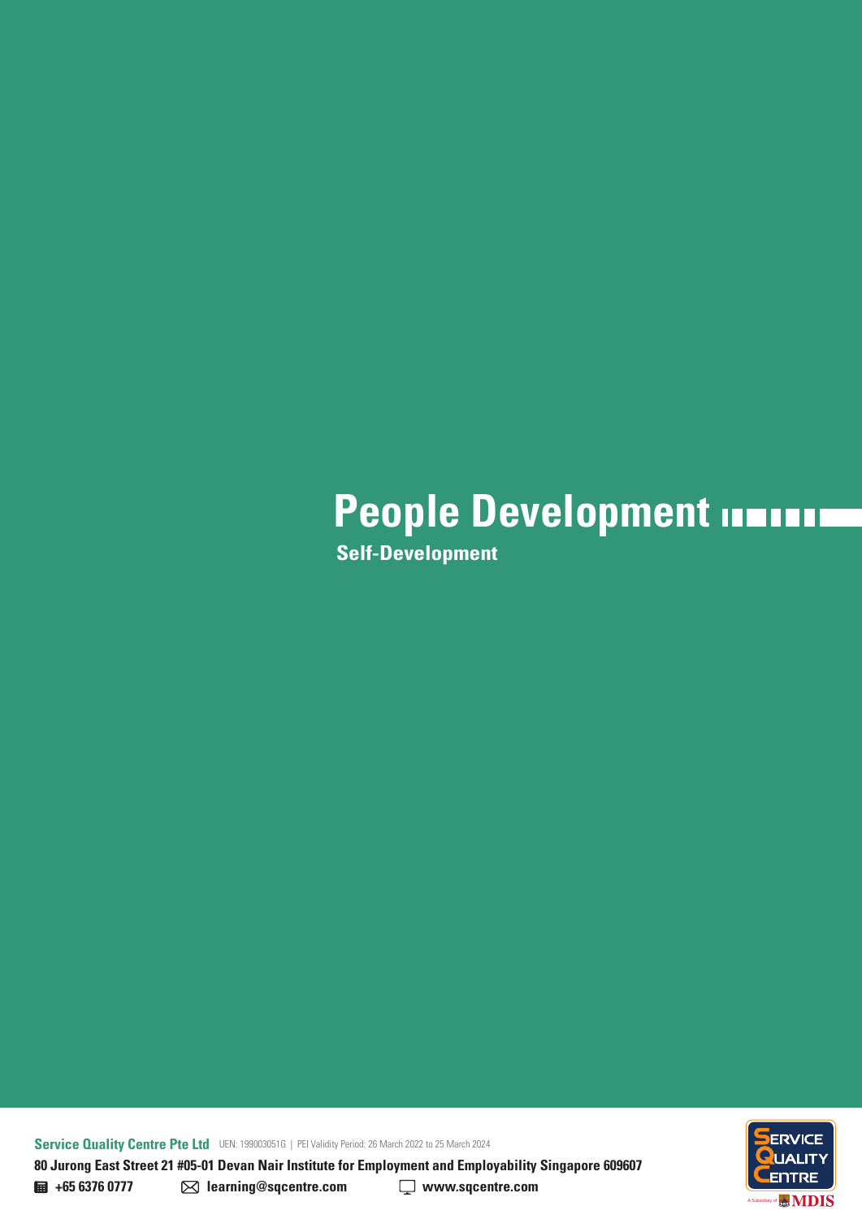# People Development

## Self-Development

**Service Quality Centre Pte Ltd** UEN: 199003051G | PEI Validity Period: 26 March 2022 to 25 March 2024

**80 Jurong East Street 21 #05-01 Devan Nair Institute for Employment and Employability Singapore 609607**

**+65 6376 0777** **learning@sqcentre.com** **www.sqcentre.com**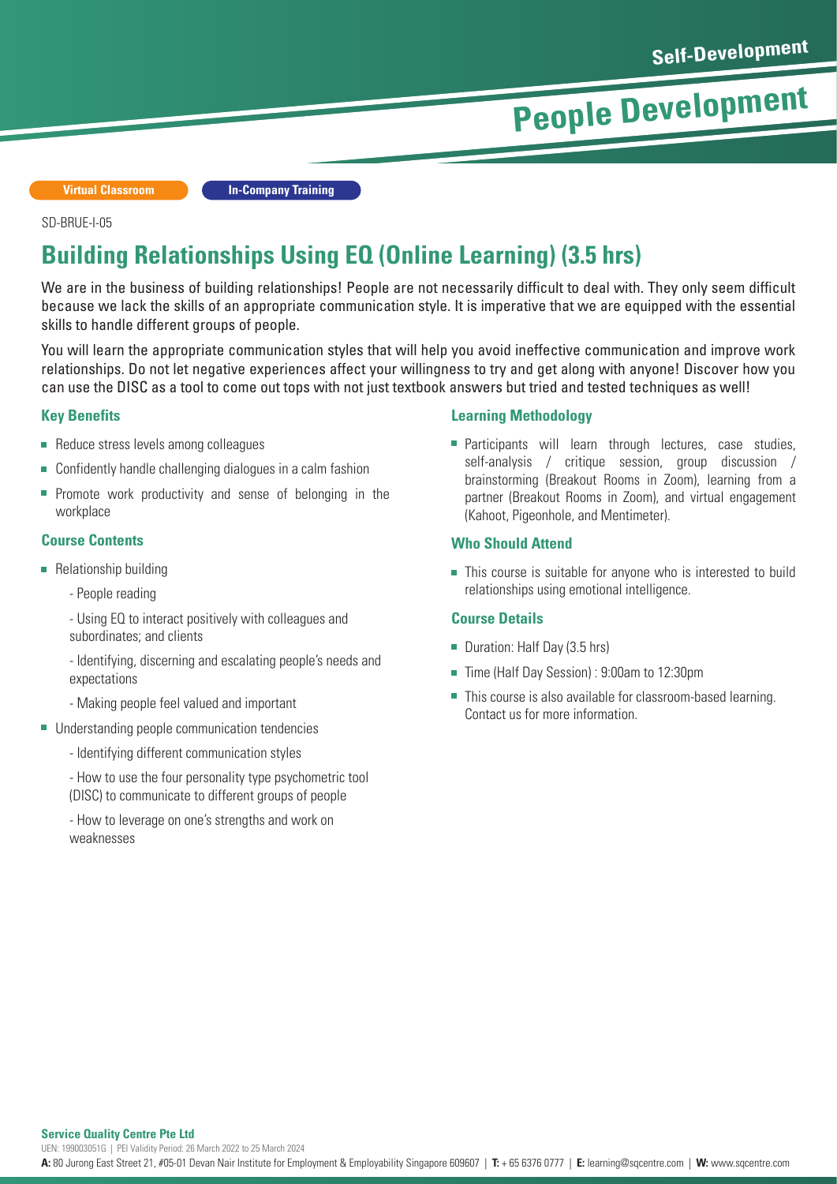Self-Development

People Development

Virtual Classroom | In-Company Training

SD-BRUE-I-05

# Building Relationships Using EQ (Online Learning) (3.5 hrs)

We are in the business of building relationships! People are not necessarily difficult to deal with. They only seem difficult because we lack the skills of an appropriate communication style. It is imperative that we are equipped with the essential skills to handle different groups of people.

You will learn the appropriate communication styles that will help you avoid ineffective communication and improve work relationships. Do not let negative experiences affect your willingness to try and get along with anyone! Discover how you can use the DISC as a tool to come out tops with not just textbook answers but tried and tested techniques as well!

### Key Benefits

- Reduce stress levels among colleagues
- Confidently handle challenging dialogues in a calm fashion
- Promote work productivity and sense of belonging in the workplace

### Course Contents

- Relationship building
  - People reading
  - Using EQ to interact positively with colleagues and subordinates; and clients
  - Identifying, discerning and escalating people's needs and expectations
  - Making people feel valued and important
- Understanding people communication tendencies
  - Identifying different communication styles
  - How to use the four personality type psychometric tool (DISC) to communicate to different groups of people
  - How to leverage on one's strengths and work on weaknesses

### Learning Methodology

- Participants will learn through lectures, case studies, self-analysis / critique session, group discussion / brainstorming (Breakout Rooms in Zoom), learning from a partner (Breakout Rooms in Zoom), and virtual engagement (Kahoot, Pigeonhole, and Mentimeter).

### Who Should Attend

- This course is suitable for anyone who is interested to build relationships using emotional intelligence.

### Course Details

- Duration: Half Day (3.5 hrs)
- Time (Half Day Session) : 9:00am to 12:30pm
- This course is also available for classroom-based learning. Contact us for more information.

**Service Quality Centre Pte Ltd**
UEN: 199003051G | PEI Validity Period: 26 March 2022 to 25 March 2024
**A:** 80 Jurong East Street 21, #05-01 Devan Nair Institute for Employment & Employability Singapore 609607 | **T:** + 65 6376 0777 | **E:** learning@sqcentre.com | **W:** www.sqcentre.com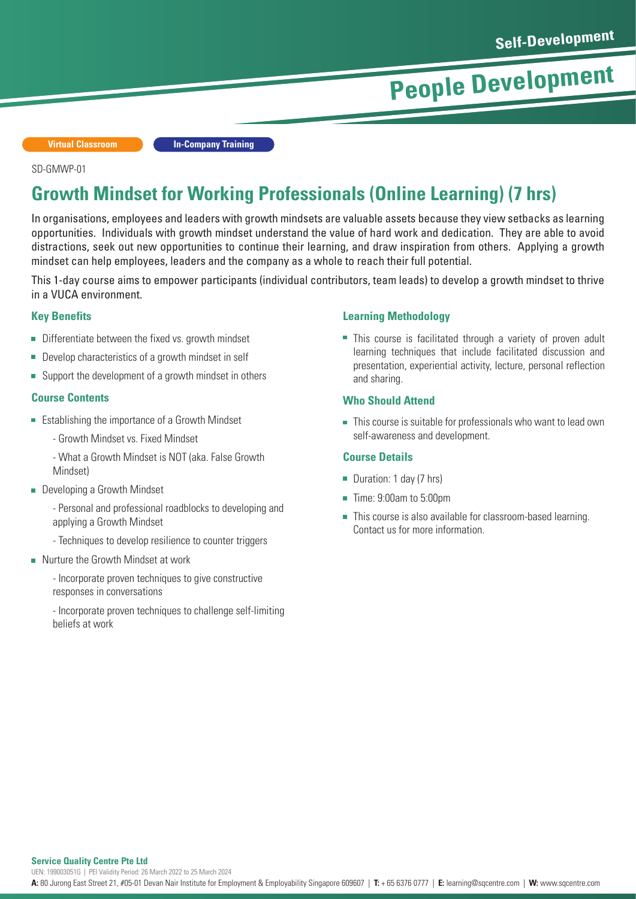Self-Development

People Development

Virtual Classroom | In-Company Training

SD-GMWP-01

# Growth Mindset for Working Professionals (Online Learning) (7 hrs)

In organisations, employees and leaders with growth mindsets are valuable assets because they view setbacks as learning opportunities. Individuals with growth mindset understand the value of hard work and dedication. They are able to avoid distractions, seek out new opportunities to continue their learning, and draw inspiration from others. Applying a growth mindset can help employees, leaders and the company as a whole to reach their full potential.

This 1-day course aims to empower participants (individual contributors, team leads) to develop a growth mindset to thrive in a VUCA environment.

### Key Benefits

- Differentiate between the fixed vs. growth mindset
- Develop characteristics of a growth mindset in self
- Support the development of a growth mindset in others

### Course Contents

- Establishing the importance of a Growth Mindset
  - Growth Mindset vs. Fixed Mindset
  - What a Growth Mindset is NOT (aka. False Growth Mindset)
- Developing a Growth Mindset
  - Personal and professional roadblocks to developing and applying a Growth Mindset
  - Techniques to develop resilience to counter triggers
- Nurture the Growth Mindset at work
  - Incorporate proven techniques to give constructive responses in conversations
  - Incorporate proven techniques to challenge self-limiting beliefs at work

### Learning Methodology

- This course is facilitated through a variety of proven adult learning techniques that include facilitated discussion and presentation, experiential activity, lecture, personal reflection and sharing.

### Who Should Attend

- This course is suitable for professionals who want to lead own self-awareness and development.

### Course Details

- Duration: 1 day (7 hrs)
- Time: 9:00am to 5:00pm
- This course is also available for classroom-based learning. Contact us for more information.

**Service Quality Centre Pte Ltd**

UEN: 199003051G | PEI Validity Period: 26 March 2022 to 25 March 2024

**A:** 80 Jurong East Street 21, #05-01 Devan Nair Institute for Employment & Employability Singapore 609607 | **T:** + 65 6376 0777 | **E:** learning@sqcentre.com | **W:** www.sqcentre.com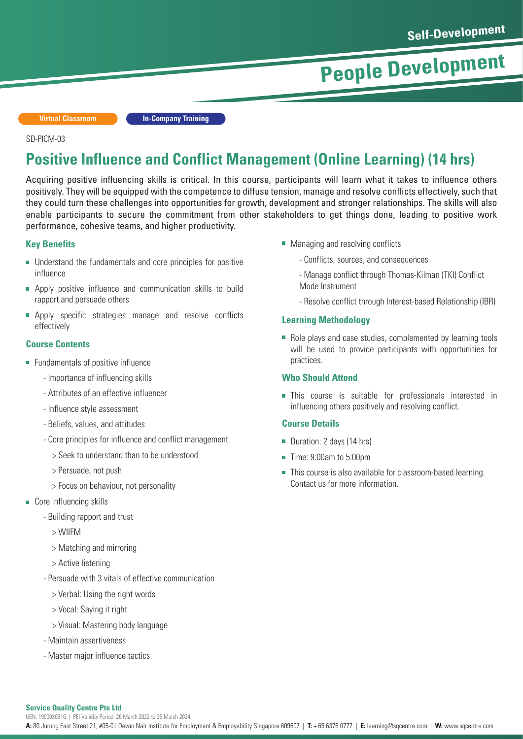Self-Development

# People Development

Virtual Classroom | In-Company Training

SD-PICM-03

## Positive Influence and Conflict Management (Online Learning) (14 hrs)

Acquiring positive influencing skills is critical. In this course, participants will learn what it takes to influence others positively. They will be equipped with the competence to diffuse tension, manage and resolve conflicts effectively, such that they could turn these challenges into opportunities for growth, development and stronger relationships. The skills will also enable participants to secure the commitment from other stakeholders to get things done, leading to positive work performance, cohesive teams, and higher productivity.

### Key Benefits

- Understand the fundamentals and core principles for positive influence
- Apply positive influence and communication skills to build rapport and persuade others
- Apply specific strategies manage and resolve conflicts effectively

### Course Contents

- Fundamentals of positive influence
  - Importance of influencing skills
  - Attributes of an effective influencer
  - Influence style assessment
  - Beliefs, values, and attitudes
  - Core principles for influence and conflict management
    > Seek to understand than to be understood
    > Persuade, not push
    > Focus on behaviour, not personality
- Core influencing skills
  - Building rapport and trust
    > WIIFM
    > Matching and mirroring
    > Active listening
  - Persuade with 3 vitals of effective communication
    > Verbal: Using the right words
    > Vocal: Saying it right
    > Visual: Mastering body language
  - Maintain assertiveness
  - Master major influence tactics
- Managing and resolving conflicts
  - Conflicts, sources, and consequences
  - Manage conflict through Thomas-Kilman (TKI) Conflict Mode Instrument
  - Resolve conflict through Interest-based Relationship (IBR)

### Learning Methodology

- Role plays and case studies, complemented by learning tools will be used to provide participants with opportunities for practices.

### Who Should Attend

- This course is suitable for professionals interested in influencing others positively and resolving conflict.

### Course Details

- Duration: 2 days (14 hrs)
- Time: 9:00am to 5:00pm
- This course is also available for classroom-based learning. Contact us for more information.

**Service Quality Centre Pte Ltd**
UEN: 199003051G | PEI Validity Period: 26 March 2022 to 25 March 2024
**A:** 80 Jurong East Street 21, #05-01 Devan Nair Institute for Employment & Employability Singapore 609607 | **T:** + 65 6376 0777 | **E:** learning@sqcentre.com | **W:** www.sqcentre.com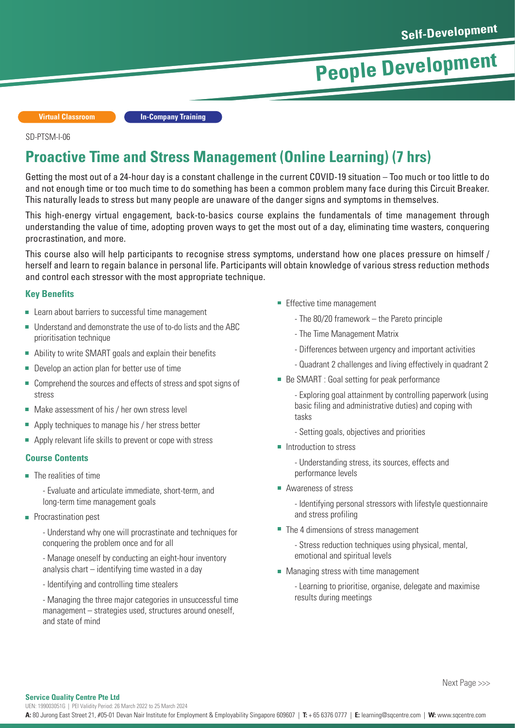Self-Development

# People Development

Virtual Classroom | In-Company Training

SD-PTSM-I-06

## Proactive Time and Stress Management (Online Learning) (7 hrs)

Getting the most out of a 24-hour day is a constant challenge in the current COVID-19 situation – Too much or too little to do and not enough time or too much time to do something has been a common problem many face during this Circuit Breaker. This naturally leads to stress but many people are unaware of the danger signs and symptoms in themselves.

This high-energy virtual engagement, back-to-basics course explains the fundamentals of time management through understanding the value of time, adopting proven ways to get the most out of a day, eliminating time wasters, conquering procrastination, and more.

This course also will help participants to recognise stress symptoms, understand how one places pressure on himself / herself and learn to regain balance in personal life. Participants will obtain knowledge of various stress reduction methods and control each stressor with the most appropriate technique.

### Key Benefits

- Learn about barriers to successful time management
- Understand and demonstrate the use of to-do lists and the ABC prioritisation technique
- Ability to write SMART goals and explain their benefits
- Develop an action plan for better use of time
- Comprehend the sources and effects of stress and spot signs of stress
- Make assessment of his / her own stress level
- Apply techniques to manage his / her stress better
- Apply relevant life skills to prevent or cope with stress

### Course Contents

- The realities of time
  - Evaluate and articulate immediate, short-term, and long-term time management goals
- Procrastination pest
  - Understand why one will procrastinate and techniques for conquering the problem once and for all
  - Manage oneself by conducting an eight-hour inventory analysis chart – identifying time wasted in a day
  - Identifying and controlling time stealers
  - Managing the three major categories in unsuccessful time management – strategies used, structures around oneself, and state of mind
- Effective time management
  - The 80/20 framework – the Pareto principle
  - The Time Management Matrix
  - Differences between urgency and important activities
  - Quadrant 2 challenges and living effectively in quadrant 2
- Be SMART : Goal setting for peak performance
  - Exploring goal attainment by controlling paperwork (using basic filing and administrative duties) and coping with tasks
  - Setting goals, objectives and priorities
- Introduction to stress
  - Understanding stress, its sources, effects and performance levels
- Awareness of stress
  - Identifying personal stressors with lifestyle questionnaire and stress profiling
- The 4 dimensions of stress management
  - Stress reduction techniques using physical, mental, emotional and spiritual levels
- Managing stress with time management
  - Learning to prioritise, organise, delegate and maximise results during meetings

Next Page >>>

**Service Quality Centre Pte Ltd**
UEN: 199003051G | PEI Validity Period: 26 March 2022 to 25 March 2024
**A:** 80 Jurong East Street 21, #05-01 Devan Nair Institute for Employment & Employability Singapore 609607 | **T:** + 65 6376 0777 | **E:** learning@sqcentre.com | **W:** www.sqcentre.com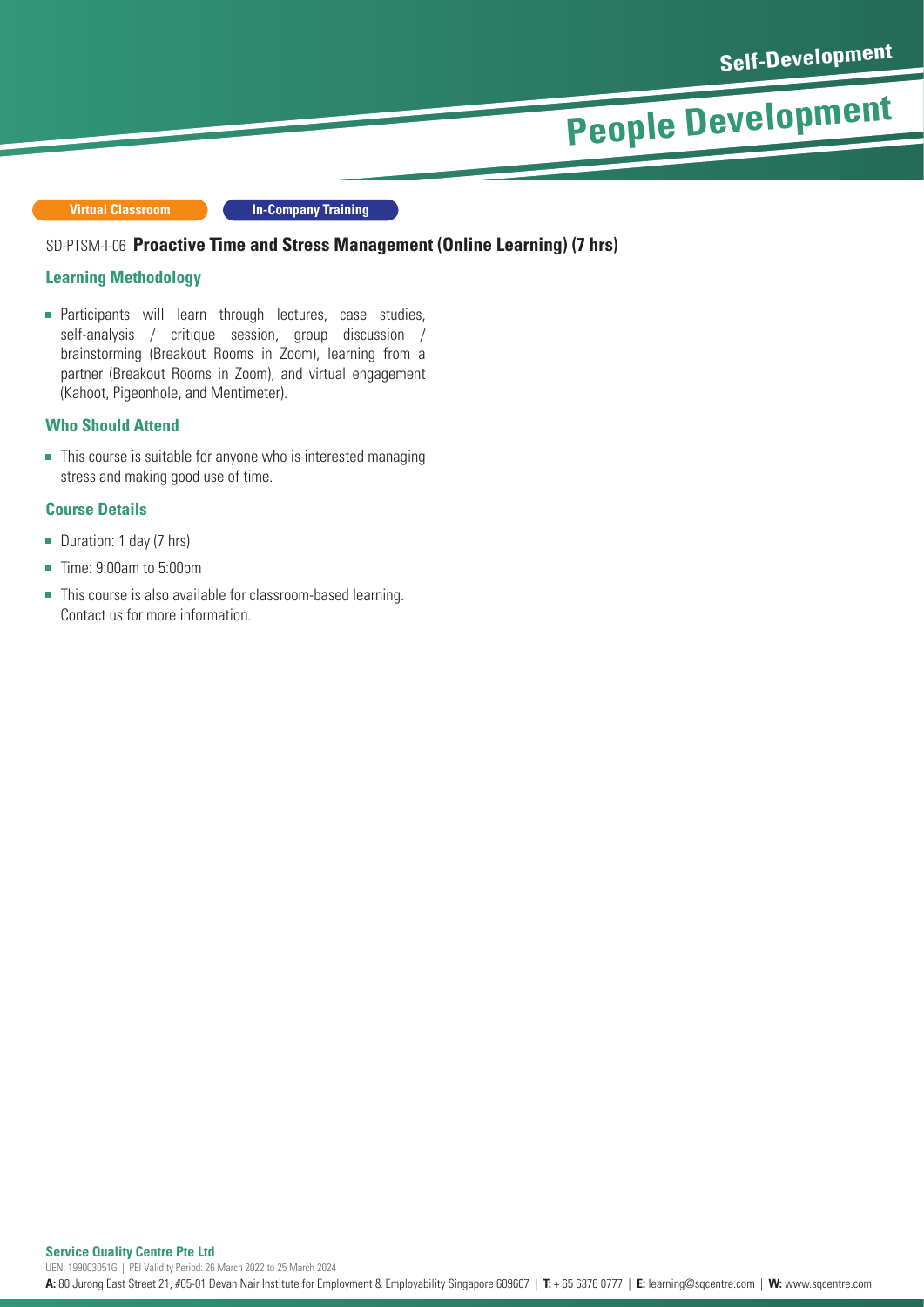Self-Development

# People Development

Virtual Classroom | In-Company Training

## SD-PTSM-I-06 **Proactive Time and Stress Management (Online Learning) (7 hrs)**

### Learning Methodology

- Participants will learn through lectures, case studies, self-analysis / critique session, group discussion / brainstorming (Breakout Rooms in Zoom), learning from a partner (Breakout Rooms in Zoom), and virtual engagement (Kahoot, Pigeonhole, and Mentimeter).

### Who Should Attend

- This course is suitable for anyone who is interested managing stress and making good use of time.

### Course Details

- Duration: 1 day (7 hrs)
- Time: 9:00am to 5:00pm
- This course is also available for classroom-based learning. Contact us for more information.

**Service Quality Centre Pte Ltd**
UEN: 199003051G | PEI Validity Period: 26 March 2022 to 25 March 2024
**A:** 80 Jurong East Street 21, #05-01 Devan Nair Institute for Employment & Employability Singapore 609607 | **T:** + 65 6376 0777 | **E:** learning@sqcentre.com | **W:** www.sqcentre.com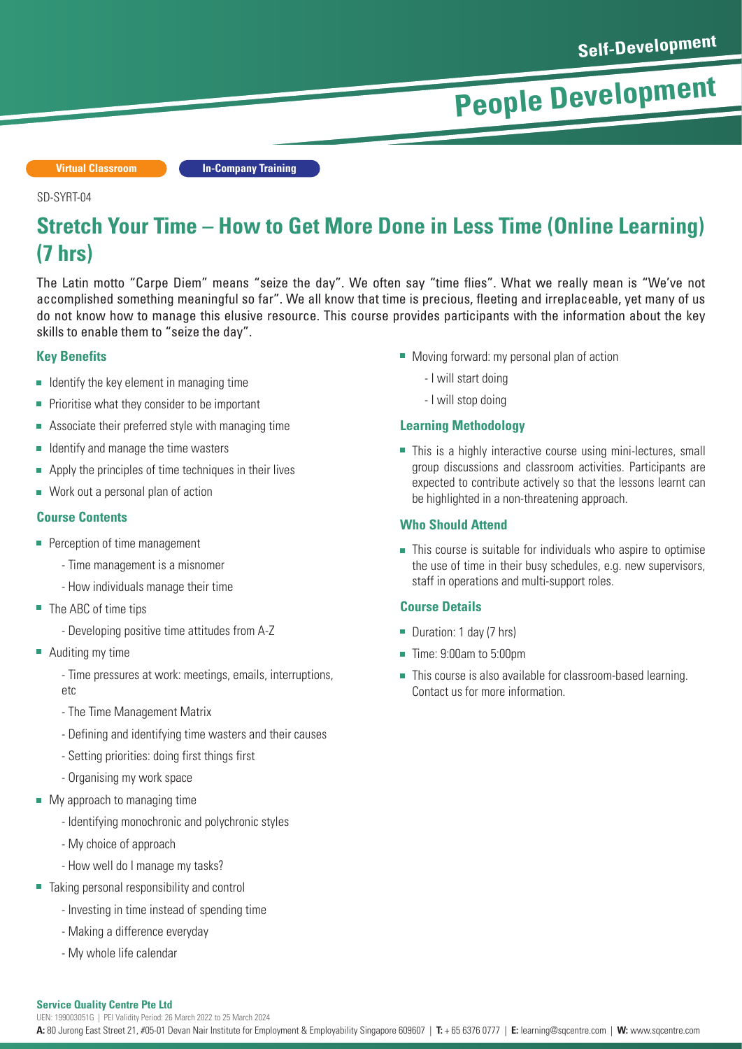Self-Development

People Development

Virtual Classroom | In-Company Training

SD-SYRT-04

# Stretch Your Time – How to Get More Done in Less Time (Online Learning) (7 hrs)

The Latin motto "Carpe Diem" means "seize the day". We often say "time flies". What we really mean is "We've not accomplished something meaningful so far". We all know that time is precious, fleeting and irreplaceable, yet many of us do not know how to manage this elusive resource. This course provides participants with the information about the key skills to enable them to "seize the day".

### Key Benefits

- Identify the key element in managing time
- Prioritise what they consider to be important
- Associate their preferred style with managing time
- Identify and manage the time wasters
- Apply the principles of time techniques in their lives
- Work out a personal plan of action

### Course Contents

- Perception of time management
  - Time management is a misnomer
  - How individuals manage their time
- The ABC of time tips
  - Developing positive time attitudes from A-Z
- Auditing my time
  - Time pressures at work: meetings, emails, interruptions, etc
  - The Time Management Matrix
  - Defining and identifying time wasters and their causes
  - Setting priorities: doing first things first
  - Organising my work space
- My approach to managing time
  - Identifying monochronic and polychronic styles
  - My choice of approach
  - How well do I manage my tasks?
- Taking personal responsibility and control
  - Investing in time instead of spending time
  - Making a difference everyday
  - My whole life calendar
- Moving forward: my personal plan of action
  - I will start doing
  - I will stop doing

### Learning Methodology

- This is a highly interactive course using mini-lectures, small group discussions and classroom activities. Participants are expected to contribute actively so that the lessons learnt can be highlighted in a non-threatening approach.

### Who Should Attend

- This course is suitable for individuals who aspire to optimise the use of time in their busy schedules, e.g. new supervisors, staff in operations and multi-support roles.

### Course Details

- Duration: 1 day (7 hrs)
- Time: 9:00am to 5:00pm
- This course is also available for classroom-based learning. Contact us for more information.

**Service Quality Centre Pte Ltd**
UEN: 199003051G | PEI Validity Period: 26 March 2022 to 25 March 2024
**A:** 80 Jurong East Street 21, #05-01 Devan Nair Institute for Employment & Employability Singapore 609607 | **T:** + 65 6376 0777 | **E:** learning@sqcentre.com | **W:** www.sqcentre.com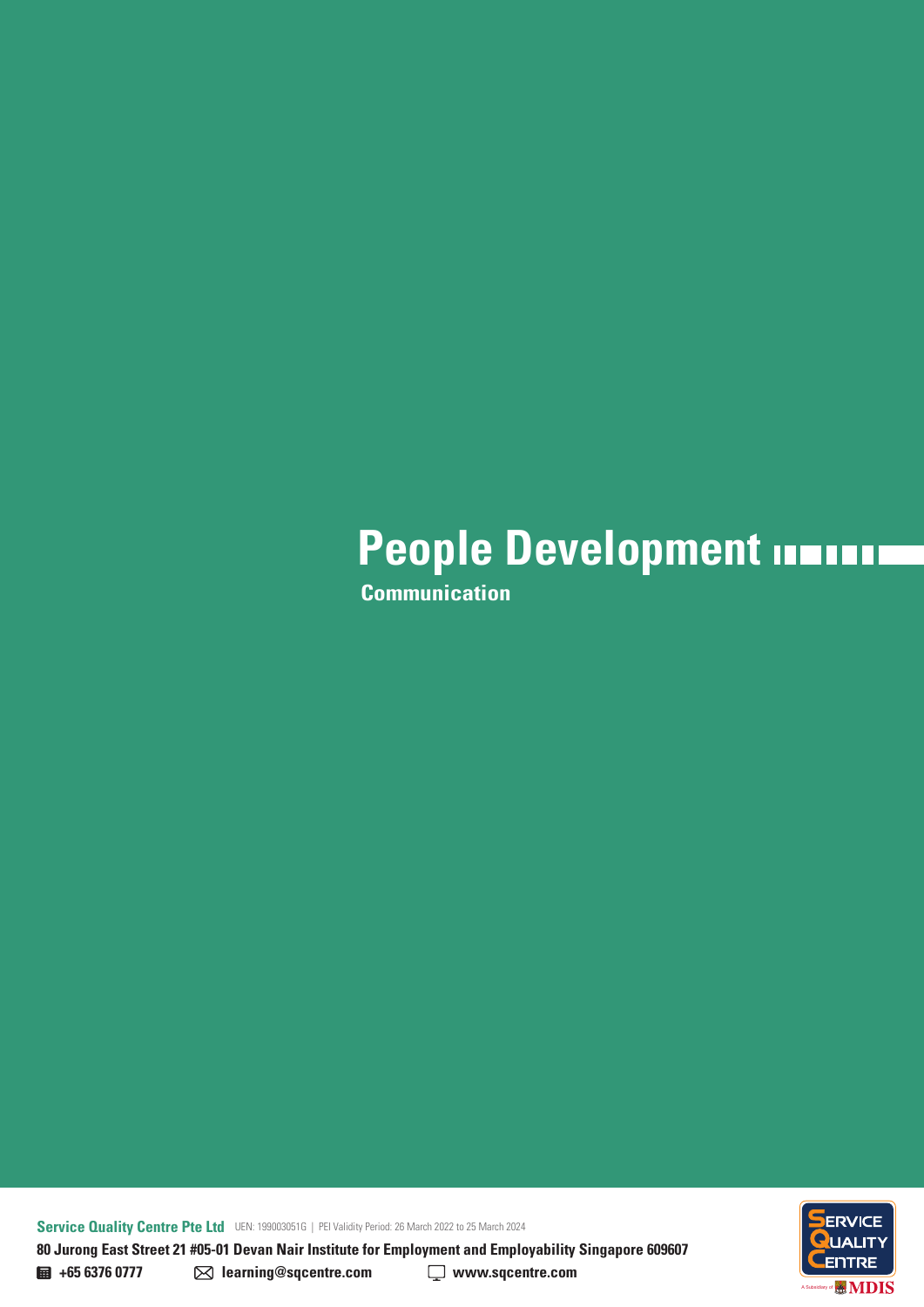# People Development

## Communication

**Service Quality Centre Pte Ltd** UEN: 199003051G | PEI Validity Period: 26 March 2022 to 25 March 2024

**80 Jurong East Street 21 #05-01 Devan Nair Institute for Employment and Employability Singapore 609607**

**+65 6376 0777** **learning@sqcentre.com** **www.sqcentre.com**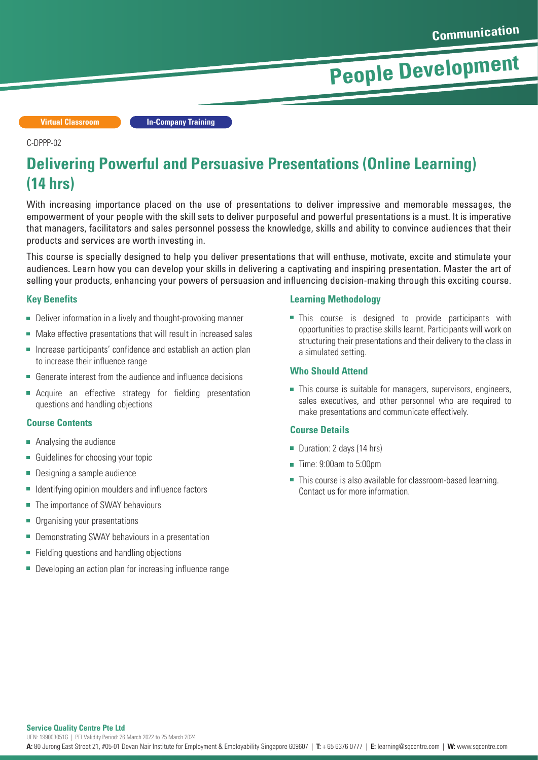Communication

People Development

Virtual Classroom | In-Company Training

C-DPPP-02

# Delivering Powerful and Persuasive Presentations (Online Learning) (14 hrs)

With increasing importance placed on the use of presentations to deliver impressive and memorable messages, the empowerment of your people with the skill sets to deliver purposeful and powerful presentations is a must. It is imperative that managers, facilitators and sales personnel possess the knowledge, skills and ability to convince audiences that their products and services are worth investing in.

This course is specially designed to help you deliver presentations that will enthuse, motivate, excite and stimulate your audiences. Learn how you can develop your skills in delivering a captivating and inspiring presentation. Master the art of selling your products, enhancing your powers of persuasion and influencing decision-making through this exciting course.

### Key Benefits

- Deliver information in a lively and thought-provoking manner
- Make effective presentations that will result in increased sales
- Increase participants' confidence and establish an action plan to increase their influence range
- Generate interest from the audience and influence decisions
- Acquire an effective strategy for fielding presentation questions and handling objections

### Course Contents

- Analysing the audience
- Guidelines for choosing your topic
- Designing a sample audience
- Identifying opinion moulders and influence factors
- The importance of SWAY behaviours
- Organising your presentations
- Demonstrating SWAY behaviours in a presentation
- Fielding questions and handling objections
- Developing an action plan for increasing influence range

### Learning Methodology

- This course is designed to provide participants with opportunities to practise skills learnt. Participants will work on structuring their presentations and their delivery to the class in a simulated setting.

### Who Should Attend

- This course is suitable for managers, supervisors, engineers, sales executives, and other personnel who are required to make presentations and communicate effectively.

### Course Details

- Duration: 2 days (14 hrs)
- Time: 9:00am to 5:00pm
- This course is also available for classroom-based learning. Contact us for more information.

**Service Quality Centre Pte Ltd**
UEN: 199003051G | PEI Validity Period: 26 March 2022 to 25 March 2024
**A:** 80 Jurong East Street 21, #05-01 Devan Nair Institute for Employment & Employability Singapore 609607 | **T:** + 65 6376 0777 | **E:** learning@sqcentre.com | **W:** www.sqcentre.com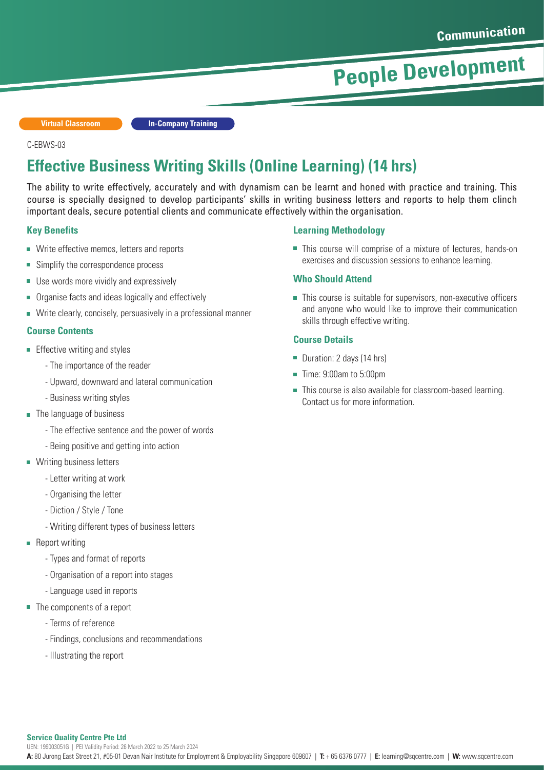Communication

People Development

Virtual Classroom | In-Company Training

C-EBWS-03

# Effective Business Writing Skills (Online Learning) (14 hrs)

The ability to write effectively, accurately and with dynamism can be learnt and honed with practice and training. This course is specially designed to develop participants' skills in writing business letters and reports to help them clinch important deals, secure potential clients and communicate effectively within the organisation.

### Key Benefits

- Write effective memos, letters and reports
- Simplify the correspondence process
- Use words more vividly and expressively
- Organise facts and ideas logically and effectively
- Write clearly, concisely, persuasively in a professional manner

### Course Contents

- Effective writing and styles
  - The importance of the reader
  - Upward, downward and lateral communication
  - Business writing styles
- The language of business
  - The effective sentence and the power of words
  - Being positive and getting into action
- Writing business letters
  - Letter writing at work
  - Organising the letter
  - Diction / Style / Tone
  - Writing different types of business letters
- Report writing
  - Types and format of reports
  - Organisation of a report into stages
  - Language used in reports
- The components of a report
  - Terms of reference
  - Findings, conclusions and recommendations
  - Illustrating the report

### Learning Methodology

- This course will comprise of a mixture of lectures, hands-on exercises and discussion sessions to enhance learning.

### Who Should Attend

- This course is suitable for supervisors, non-executive officers and anyone who would like to improve their communication skills through effective writing.

### Course Details

- Duration: 2 days (14 hrs)
- Time: 9:00am to 5:00pm
- This course is also available for classroom-based learning. Contact us for more information.

**Service Quality Centre Pte Ltd**

UEN: 199003051G | PEI Validity Period: 26 March 2022 to 25 March 2024

**A:** 80 Jurong East Street 21, #05-01 Devan Nair Institute for Employment & Employability Singapore 609607 | **T:** + 65 6376 0777 | **E:** learning@sqcentre.com | **W:** www.sqcentre.com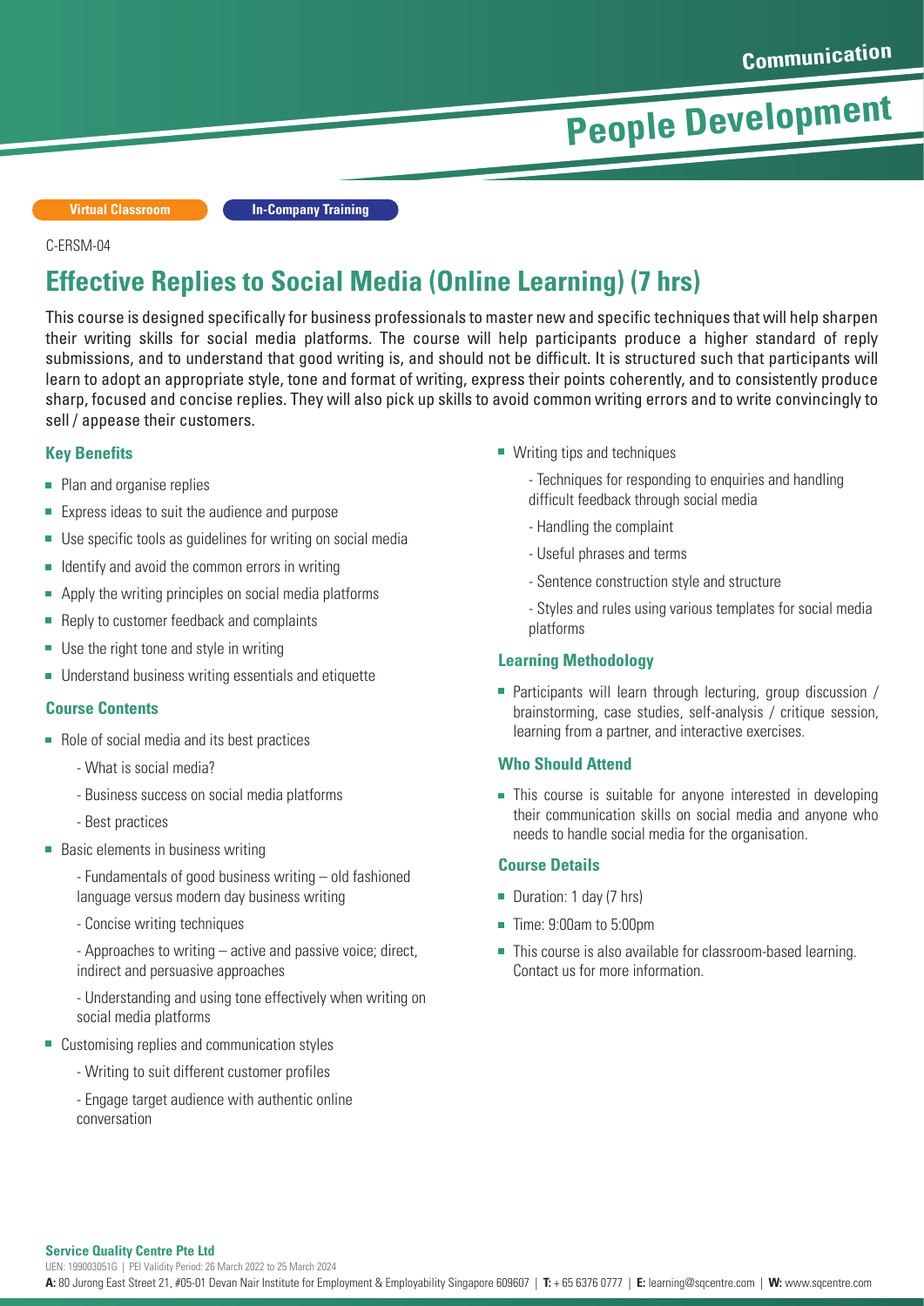Communication

People Development

Virtual Classroom | In-Company Training

C-ERSM-04

# Effective Replies to Social Media (Online Learning) (7 hrs)

This course is designed specifically for business professionals to master new and specific techniques that will help sharpen their writing skills for social media platforms. The course will help participants produce a higher standard of reply submissions, and to understand that good writing is, and should not be difficult. It is structured such that participants will learn to adopt an appropriate style, tone and format of writing, express their points coherently, and to consistently produce sharp, focused and concise replies. They will also pick up skills to avoid common writing errors and to write convincingly to sell / appease their customers.

### Key Benefits

- Plan and organise replies
- Express ideas to suit the audience and purpose
- Use specific tools as guidelines for writing on social media
- Identify and avoid the common errors in writing
- Apply the writing principles on social media platforms
- Reply to customer feedback and complaints
- Use the right tone and style in writing
- Understand business writing essentials and etiquette

### Course Contents

- Role of social media and its best practices
  - What is social media?
  - Business success on social media platforms
  - Best practices
- Basic elements in business writing
  - Fundamentals of good business writing – old fashioned language versus modern day business writing
  - Concise writing techniques
  - Approaches to writing – active and passive voice; direct, indirect and persuasive approaches
  - Understanding and using tone effectively when writing on social media platforms
- Customising replies and communication styles
  - Writing to suit different customer profiles
  - Engage target audience with authentic online conversation
- Writing tips and techniques
  - Techniques for responding to enquiries and handling difficult feedback through social media
  - Handling the complaint
  - Useful phrases and terms
  - Sentence construction style and structure
  - Styles and rules using various templates for social media platforms

### Learning Methodology

- Participants will learn through lecturing, group discussion / brainstorming, case studies, self-analysis / critique session, learning from a partner, and interactive exercises.

### Who Should Attend

- This course is suitable for anyone interested in developing their communication skills on social media and anyone who needs to handle social media for the organisation.

### Course Details

- Duration: 1 day (7 hrs)
- Time: 9:00am to 5:00pm
- This course is also available for classroom-based learning. Contact us for more information.

**Service Quality Centre Pte Ltd**
UEN: 199003051G | PEI Validity Period: 26 March 2022 to 25 March 2024
**A:** 80 Jurong East Street 21, #05-01 Devan Nair Institute for Employment & Employability Singapore 609607 | **T:** + 65 6376 0777 | **E:** learning@sqcentre.com | **W:** www.sqcentre.com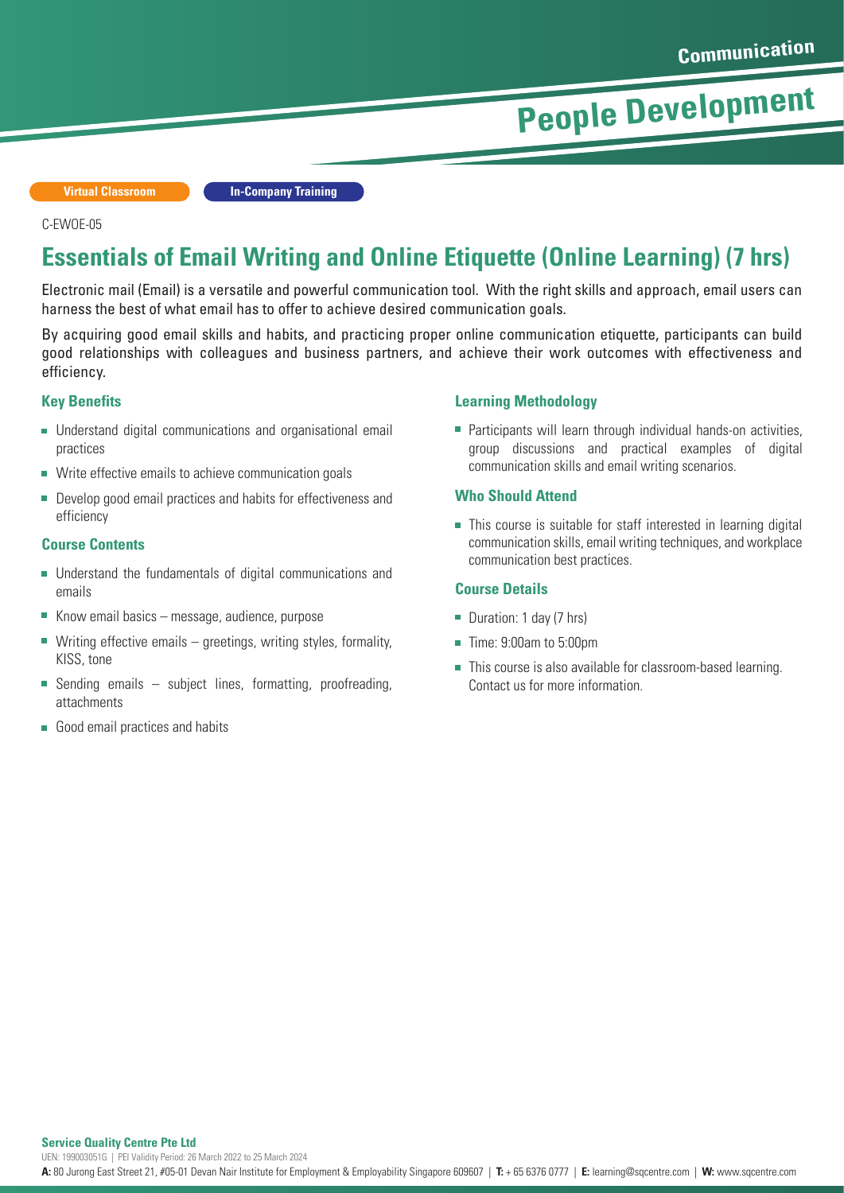Communication

People Development

Virtual Classroom | In-Company Training

C-EWOE-05

# Essentials of Email Writing and Online Etiquette (Online Learning) (7 hrs)

Electronic mail (Email) is a versatile and powerful communication tool. With the right skills and approach, email users can harness the best of what email has to offer to achieve desired communication goals.

By acquiring good email skills and habits, and practicing proper online communication etiquette, participants can build good relationships with colleagues and business partners, and achieve their work outcomes with effectiveness and efficiency.

### Key Benefits

- Understand digital communications and organisational email practices
- Write effective emails to achieve communication goals
- Develop good email practices and habits for effectiveness and efficiency

### Course Contents

- Understand the fundamentals of digital communications and emails
- Know email basics – message, audience, purpose
- Writing effective emails – greetings, writing styles, formality, KISS, tone
- Sending emails – subject lines, formatting, proofreading, attachments
- Good email practices and habits

### Learning Methodology

- Participants will learn through individual hands-on activities, group discussions and practical examples of digital communication skills and email writing scenarios.

### Who Should Attend

- This course is suitable for staff interested in learning digital communication skills, email writing techniques, and workplace communication best practices.

### Course Details

- Duration: 1 day (7 hrs)
- Time: 9:00am to 5:00pm
- This course is also available for classroom-based learning. Contact us for more information.

**Service Quality Centre Pte Ltd**

UEN: 199003051G | PEI Validity Period: 26 March 2022 to 25 March 2024

**A:** 80 Jurong East Street 21, #05-01 Devan Nair Institute for Employment & Employability Singapore 609607 | **T:** + 65 6376 0777 | **E:** learning@sqcentre.com | **W:** www.sqcentre.com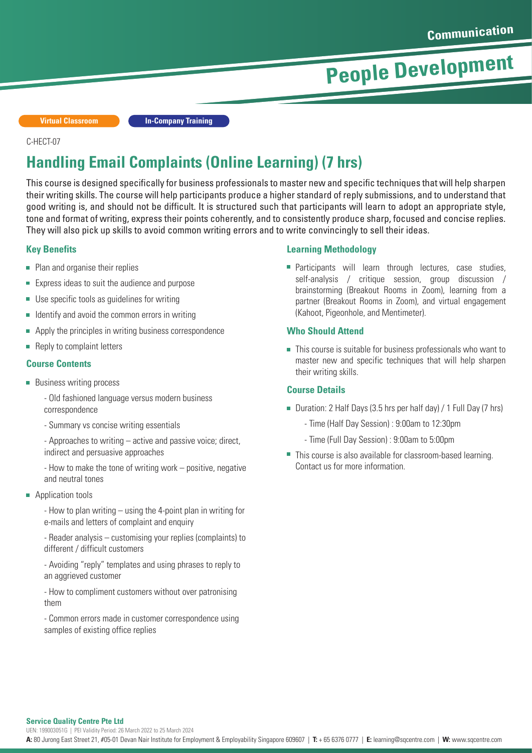Communication

People Development

Virtual Classroom | In-Company Training

C-HECT-07

# Handling Email Complaints (Online Learning) (7 hrs)

This course is designed specifically for business professionals to master new and specific techniques that will help sharpen their writing skills. The course will help participants produce a higher standard of reply submissions, and to understand that good writing is, and should not be difficult. It is structured such that participants will learn to adopt an appropriate style, tone and format of writing, express their points coherently, and to consistently produce sharp, focused and concise replies. They will also pick up skills to avoid common writing errors and to write convincingly to sell their ideas.

### Key Benefits

- Plan and organise their replies
- Express ideas to suit the audience and purpose
- Use specific tools as guidelines for writing
- Identify and avoid the common errors in writing
- Apply the principles in writing business correspondence
- Reply to complaint letters

### Course Contents

- Business writing process
  - Old fashioned language versus modern business correspondence
  - Summary vs concise writing essentials
  - Approaches to writing – active and passive voice; direct, indirect and persuasive approaches
  - How to make the tone of writing work – positive, negative and neutral tones
- Application tools
  - How to plan writing – using the 4-point plan in writing for e-mails and letters of complaint and enquiry
  - Reader analysis – customising your replies (complaints) to different / difficult customers
  - Avoiding "reply" templates and using phrases to reply to an aggrieved customer
  - How to compliment customers without over patronising them
  - Common errors made in customer correspondence using samples of existing office replies

### Learning Methodology

- Participants will learn through lectures, case studies, self-analysis / critique session, group discussion / brainstorming (Breakout Rooms in Zoom), learning from a partner (Breakout Rooms in Zoom), and virtual engagement (Kahoot, Pigeonhole, and Mentimeter).

### Who Should Attend

- This course is suitable for business professionals who want to master new and specific techniques that will help sharpen their writing skills.

### Course Details

- Duration: 2 Half Days (3.5 hrs per half day) / 1 Full Day (7 hrs)
  - Time (Half Day Session) : 9:00am to 12:30pm
  - Time (Full Day Session) : 9:00am to 5:00pm
- This course is also available for classroom-based learning. Contact us for more information.

**Service Quality Centre Pte Ltd**
UEN: 199003051G | PEI Validity Period: 26 March 2022 to 25 March 2024
**A:** 80 Jurong East Street 21, #05-01 Devan Nair Institute for Employment & Employability Singapore 609607 | **T:** + 65 6376 0777 | **E:** learning@sqcentre.com | **W:** www.sqcentre.com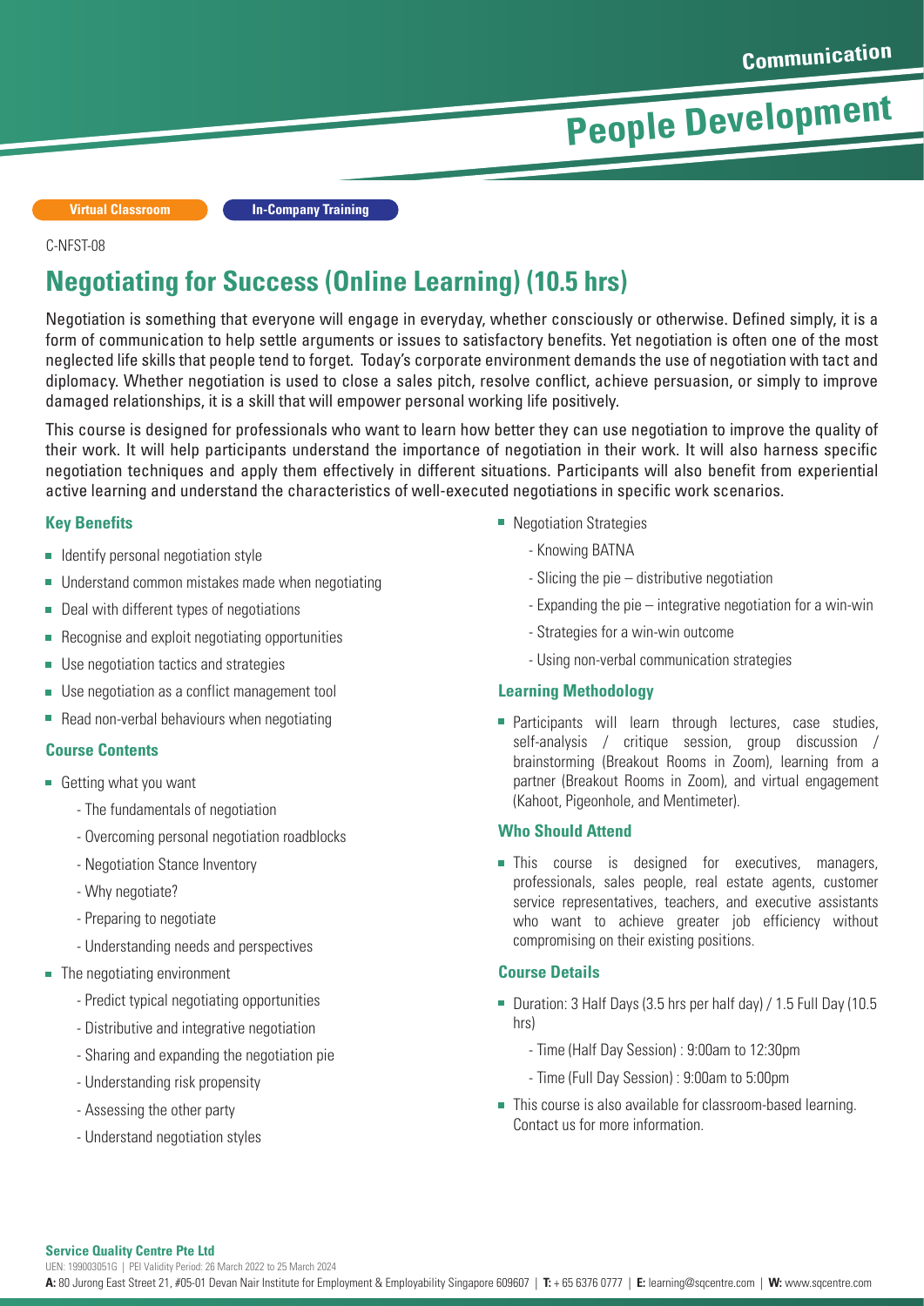Communication

People Development

Virtual Classroom | In-Company Training

C-NFST-08

# Negotiating for Success (Online Learning) (10.5 hrs)

Negotiation is something that everyone will engage in everyday, whether consciously or otherwise. Defined simply, it is a form of communication to help settle arguments or issues to satisfactory benefits. Yet negotiation is often one of the most neglected life skills that people tend to forget. Today's corporate environment demands the use of negotiation with tact and diplomacy. Whether negotiation is used to close a sales pitch, resolve conflict, achieve persuasion, or simply to improve damaged relationships, it is a skill that will empower personal working life positively.

This course is designed for professionals who want to learn how better they can use negotiation to improve the quality of their work. It will help participants understand the importance of negotiation in their work. It will also harness specific negotiation techniques and apply them effectively in different situations. Participants will also benefit from experiential active learning and understand the characteristics of well-executed negotiations in specific work scenarios.

### Key Benefits

- Identify personal negotiation style
- Understand common mistakes made when negotiating
- Deal with different types of negotiations
- Recognise and exploit negotiating opportunities
- Use negotiation tactics and strategies
- Use negotiation as a conflict management tool
- Read non-verbal behaviours when negotiating

### Course Contents

- Getting what you want
  - The fundamentals of negotiation
  - Overcoming personal negotiation roadblocks
  - Negotiation Stance Inventory
  - Why negotiate?
  - Preparing to negotiate
  - Understanding needs and perspectives
- The negotiating environment
  - Predict typical negotiating opportunities
  - Distributive and integrative negotiation
  - Sharing and expanding the negotiation pie
  - Understanding risk propensity
  - Assessing the other party
  - Understand negotiation styles
- Negotiation Strategies
  - Knowing BATNA
  - Slicing the pie – distributive negotiation
  - Expanding the pie – integrative negotiation for a win-win
  - Strategies for a win-win outcome
  - Using non-verbal communication strategies

### Learning Methodology

- Participants will learn through lectures, case studies, self-analysis / critique session, group discussion / brainstorming (Breakout Rooms in Zoom), learning from a partner (Breakout Rooms in Zoom), and virtual engagement (Kahoot, Pigeonhole, and Mentimeter).

### Who Should Attend

- This course is designed for executives, managers, professionals, sales people, real estate agents, customer service representatives, teachers, and executive assistants who want to achieve greater job efficiency without compromising on their existing positions.

### Course Details

- Duration: 3 Half Days (3.5 hrs per half day) / 1.5 Full Day (10.5 hrs)
  - Time (Half Day Session) : 9:00am to 12:30pm
  - Time (Full Day Session) : 9:00am to 5:00pm
- This course is also available for classroom-based learning. Contact us for more information.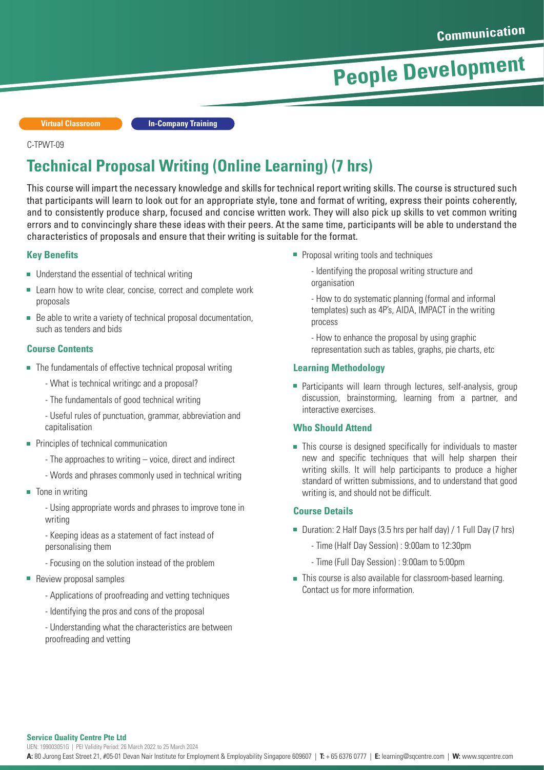Communication

# People Development

Virtual Classroom | In-Company Training

C-TPWT-09

## Technical Proposal Writing (Online Learning) (7 hrs)

This course will impart the necessary knowledge and skills for technical report writing skills. The course is structured such that participants will learn to look out for an appropriate style, tone and format of writing, express their points coherently, and to consistently produce sharp, focused and concise written work. They will also pick up skills to vet common writing errors and to convincingly share these ideas with their peers. At the same time, participants will be able to understand the characteristics of proposals and ensure that their writing is suitable for the format.

### Key Benefits

- Understand the essential of technical writing
- Learn how to write clear, concise, correct and complete work proposals
- Be able to write a variety of technical proposal documentation, such as tenders and bids

### Course Contents

- The fundamentals of effective technical proposal writing
  - What is technical writingc and a proposal?
  - The fundamentals of good technical writing
  - Useful rules of punctuation, grammar, abbreviation and capitalisation
- Principles of technical communication
  - The approaches to writing – voice, direct and indirect
  - Words and phrases commonly used in technical writing
- Tone in writing
  - Using appropriate words and phrases to improve tone in writing
  - Keeping ideas as a statement of fact instead of personalising them
  - Focusing on the solution instead of the problem
- Review proposal samples
  - Applications of proofreading and vetting techniques
  - Identifying the pros and cons of the proposal
  - Understanding what the characteristics are between proofreading and vetting
- Proposal writing tools and techniques
  - Identifying the proposal writing structure and organisation
  - How to do systematic planning (formal and informal templates) such as 4P's, AIDA, IMPACT in the writing process
  - How to enhance the proposal by using graphic representation such as tables, graphs, pie charts, etc

### Learning Methodology

- Participants will learn through lectures, self-analysis, group discussion, brainstorming, learning from a partner, and interactive exercises.

### Who Should Attend

- This course is designed specifically for individuals to master new and specific techniques that will help sharpen their writing skills. It will help participants to produce a higher standard of written submissions, and to understand that good writing is, and should not be difficult.

### Course Details

- Duration: 2 Half Days (3.5 hrs per half day) / 1 Full Day (7 hrs)
  - Time (Half Day Session) : 9:00am to 12:30pm
  - Time (Full Day Session) : 9:00am to 5:00pm
- This course is also available for classroom-based learning. Contact us for more information.

**Service Quality Centre Pte Ltd**

UEN: 199003051G | PEI Validity Period: 26 March 2022 to 25 March 2024

**A:** 80 Jurong East Street 21, #05-01 Devan Nair Institute for Employment & Employability Singapore 609607 | **T:** + 65 6376 0777 | **E:** learning@sqcentre.com | **W:** www.sqcentre.com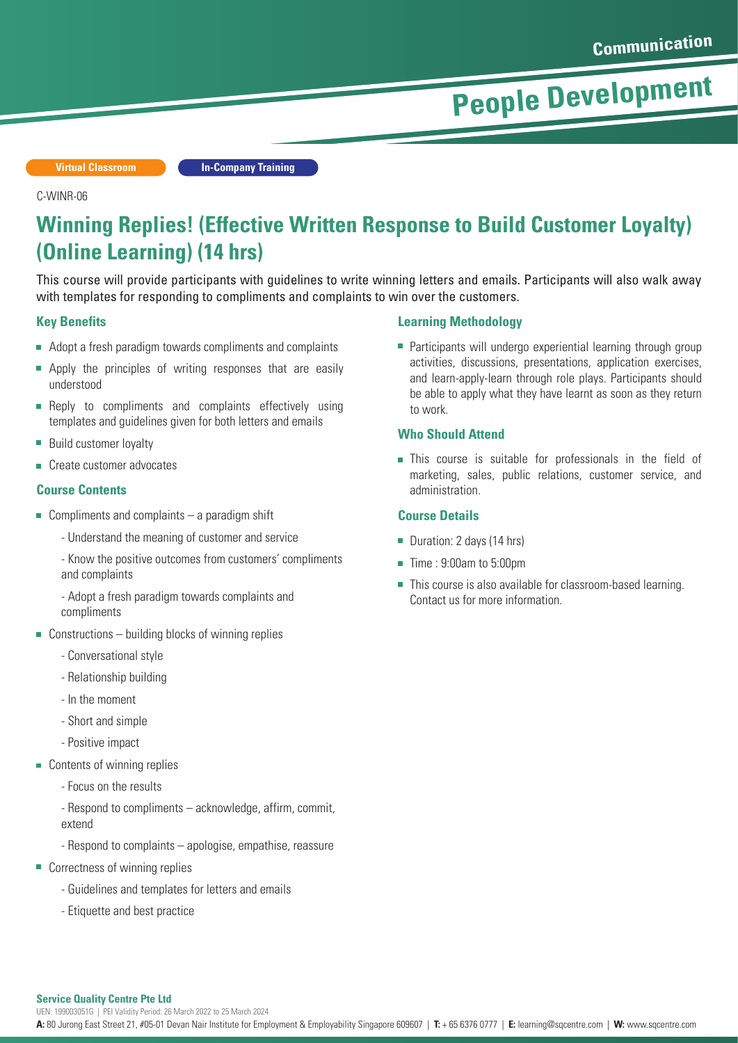Communication

# People Development

Virtual Classroom | In-Company Training

C-WINR-06

## Winning Replies! (Effective Written Response to Build Customer Loyalty) (Online Learning) (14 hrs)

This course will provide participants with guidelines to write winning letters and emails. Participants will also walk away with templates for responding to compliments and complaints to win over the customers.

### Key Benefits

- Adopt a fresh paradigm towards compliments and complaints
- Apply the principles of writing responses that are easily understood
- Reply to compliments and complaints effectively using templates and guidelines given for both letters and emails
- Build customer loyalty
- Create customer advocates

### Course Contents

- Compliments and complaints – a paradigm shift
  - Understand the meaning of customer and service
  - Know the positive outcomes from customers' compliments and complaints
  - Adopt a fresh paradigm towards complaints and compliments
- Constructions – building blocks of winning replies
  - Conversational style
  - Relationship building
  - In the moment
  - Short and simple
  - Positive impact
- Contents of winning replies
  - Focus on the results
  - Respond to compliments – acknowledge, affirm, commit, extend
  - Respond to complaints – apologise, empathise, reassure
- Correctness of winning replies
  - Guidelines and templates for letters and emails
  - Etiquette and best practice

### Learning Methodology

- Participants will undergo experiential learning through group activities, discussions, presentations, application exercises, and learn-apply-learn through role plays. Participants should be able to apply what they have learnt as soon as they return to work.

### Who Should Attend

- This course is suitable for professionals in the field of marketing, sales, public relations, customer service, and administration.

### Course Details

- Duration: 2 days (14 hrs)
- Time : 9:00am to 5:00pm
- This course is also available for classroom-based learning. Contact us for more information.

**Service Quality Centre Pte Ltd**

UEN: 199003051G | PEI Validity Period: 26 March 2022 to 25 March 2024

**A:** 80 Jurong East Street 21, #05-01 Devan Nair Institute for Employment & Employability Singapore 609607 | **T:** + 65 6376 0777 | **E:** learning@sqcentre.com | **W:** www.sqcentre.com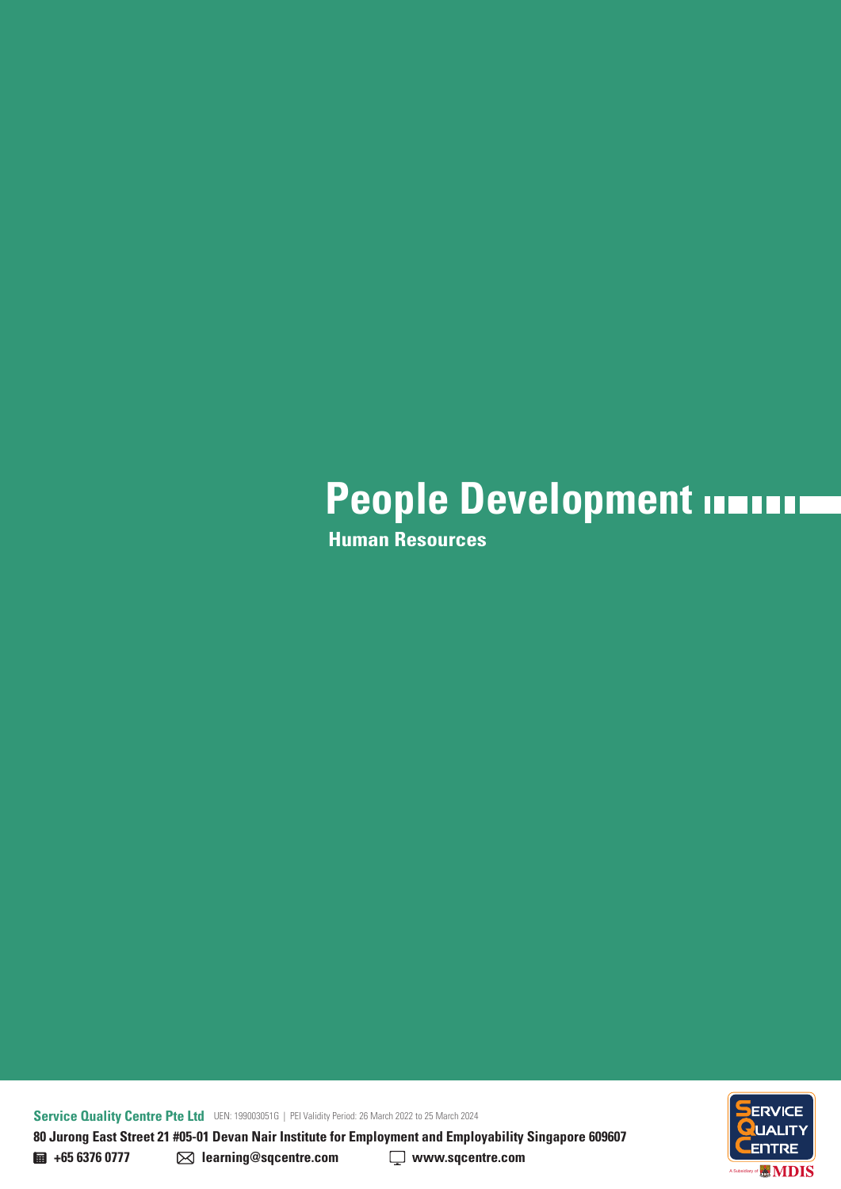# People Development

## Human Resources

**Service Quality Centre Pte Ltd** UEN: 199003051G | PEI Validity Period: 26 March 2022 to 25 March 2024

**80 Jurong East Street 21 #05-01 Devan Nair Institute for Employment and Employability Singapore 609607**

**+65 6376 0777** **learning@sqcentre.com** **www.sqcentre.com**

SERVICE QUALITY CENTRE

A Subsidiary of MDIS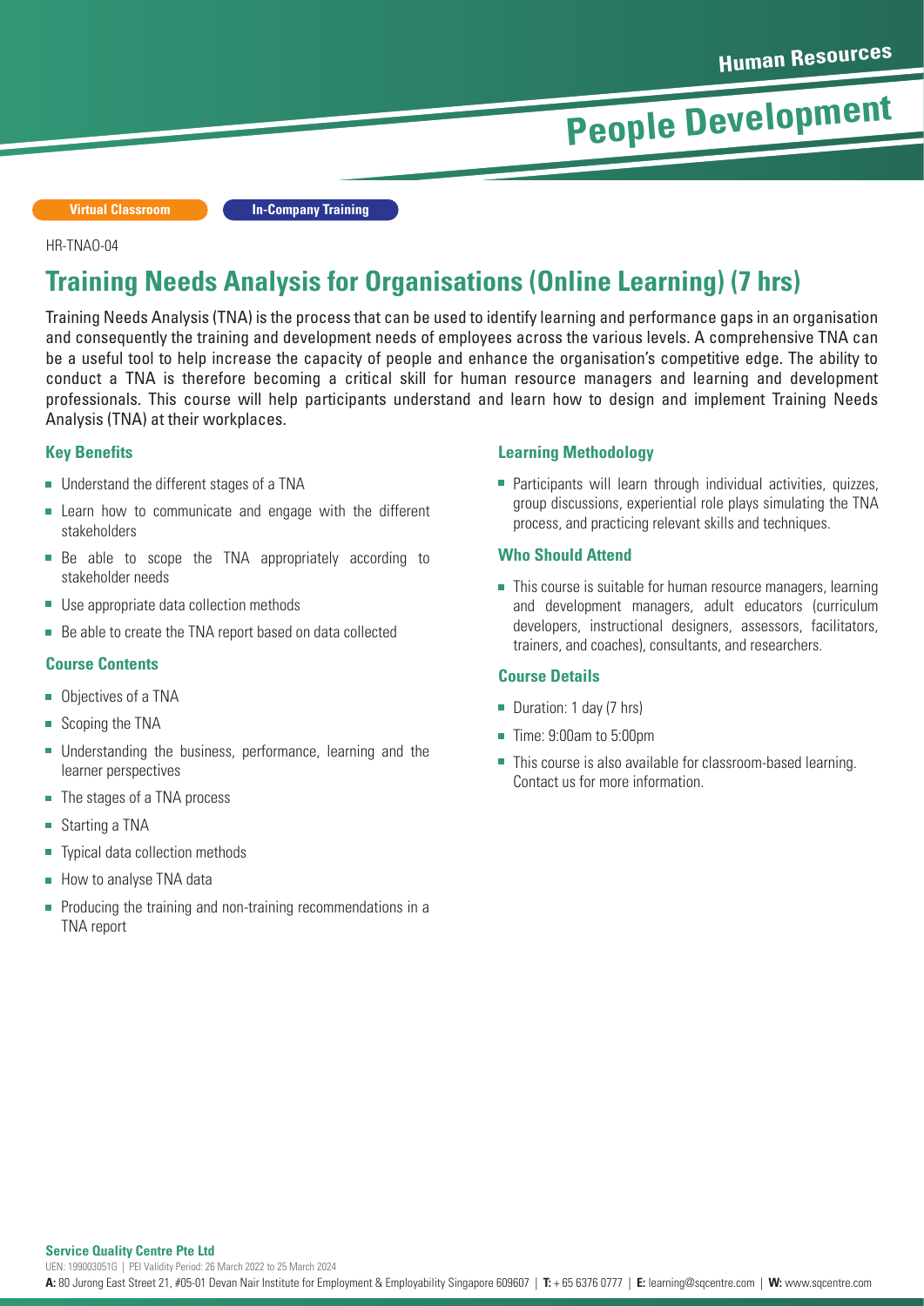Human Resources

# People Development

Virtual Classroom | In-Company Training

HR-TNAO-04

## Training Needs Analysis for Organisations (Online Learning) (7 hrs)

Training Needs Analysis (TNA) is the process that can be used to identify learning and performance gaps in an organisation and consequently the training and development needs of employees across the various levels. A comprehensive TNA can be a useful tool to help increase the capacity of people and enhance the organisation's competitive edge. The ability to conduct a TNA is therefore becoming a critical skill for human resource managers and learning and development professionals. This course will help participants understand and learn how to design and implement Training Needs Analysis (TNA) at their workplaces.

### Key Benefits

- Understand the different stages of a TNA
- Learn how to communicate and engage with the different stakeholders
- Be able to scope the TNA appropriately according to stakeholder needs
- Use appropriate data collection methods
- Be able to create the TNA report based on data collected

### Course Contents

- Objectives of a TNA
- Scoping the TNA
- Understanding the business, performance, learning and the learner perspectives
- The stages of a TNA process
- Starting a TNA
- Typical data collection methods
- How to analyse TNA data
- Producing the training and non-training recommendations in a TNA report

### Learning Methodology

- Participants will learn through individual activities, quizzes, group discussions, experiential role plays simulating the TNA process, and practicing relevant skills and techniques.

### Who Should Attend

- This course is suitable for human resource managers, learning and development managers, adult educators (curriculum developers, instructional designers, assessors, facilitators, trainers, and coaches), consultants, and researchers.

### Course Details

- Duration: 1 day (7 hrs)
- Time: 9:00am to 5:00pm
- This course is also available for classroom-based learning. Contact us for more information.

**Service Quality Centre Pte Ltd**

UEN: 199003051G | PEI Validity Period: 26 March 2022 to 25 March 2024

**A:** 80 Jurong East Street 21, #05-01 Devan Nair Institute for Employment & Employability Singapore 609607 | **T:** + 65 6376 0777 | **E:** learning@sqcentre.com | **W:** www.sqcentre.com